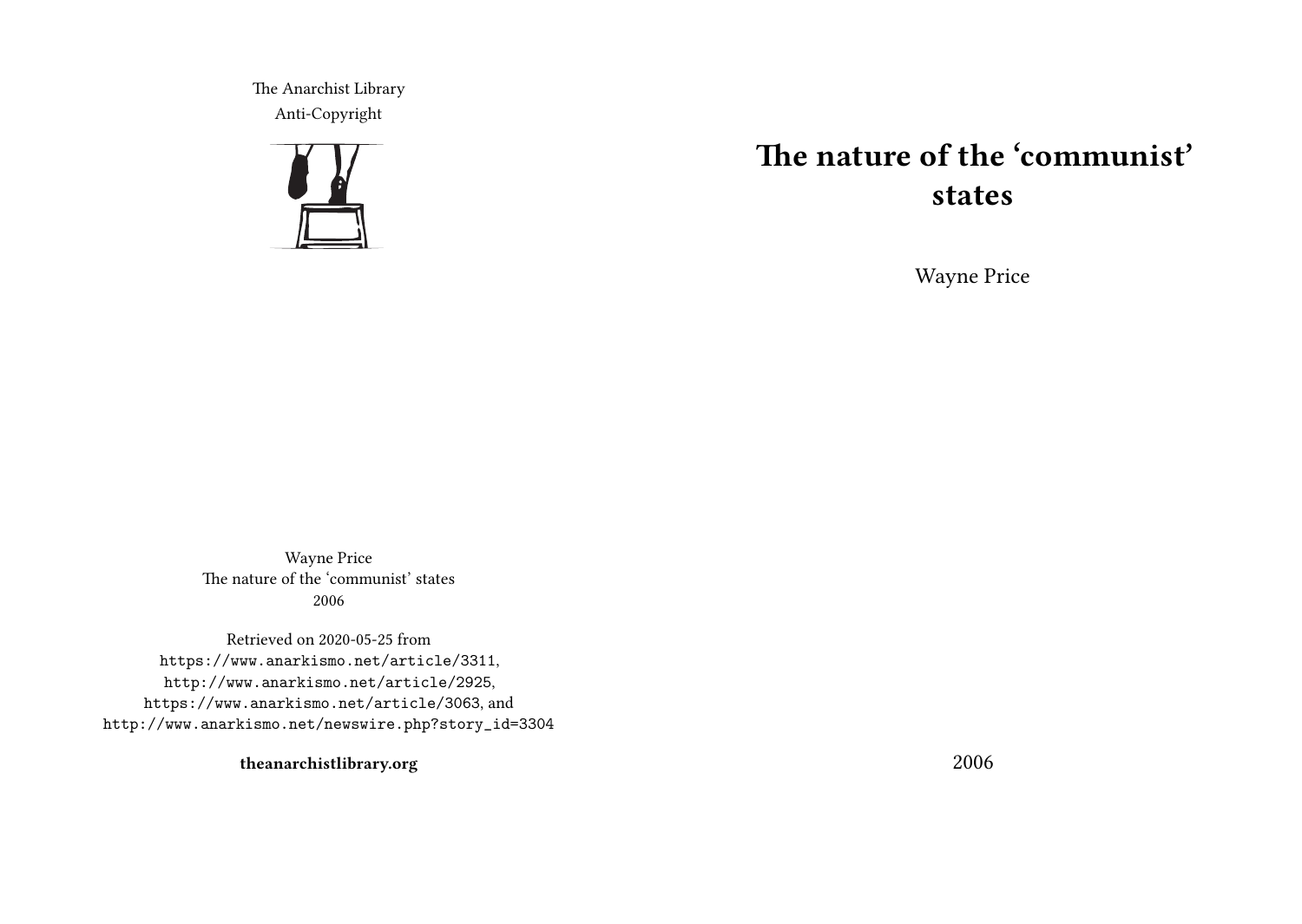# The nature of the 'communist' states

Wayne Price

2006

The Anarchist Library
Anti-Copyright

Wayne Price
The nature of the 'communist' states
2006

Retrieved on 2020-05-25 from https://www.anarkismo.net/article/3311, http://www.anarkismo.net/article/2925, https://www.anarkismo.net/article/3063, and http://www.anarkismo.net/newswire.php?story_id=3304

**theanarchistlibrary.org**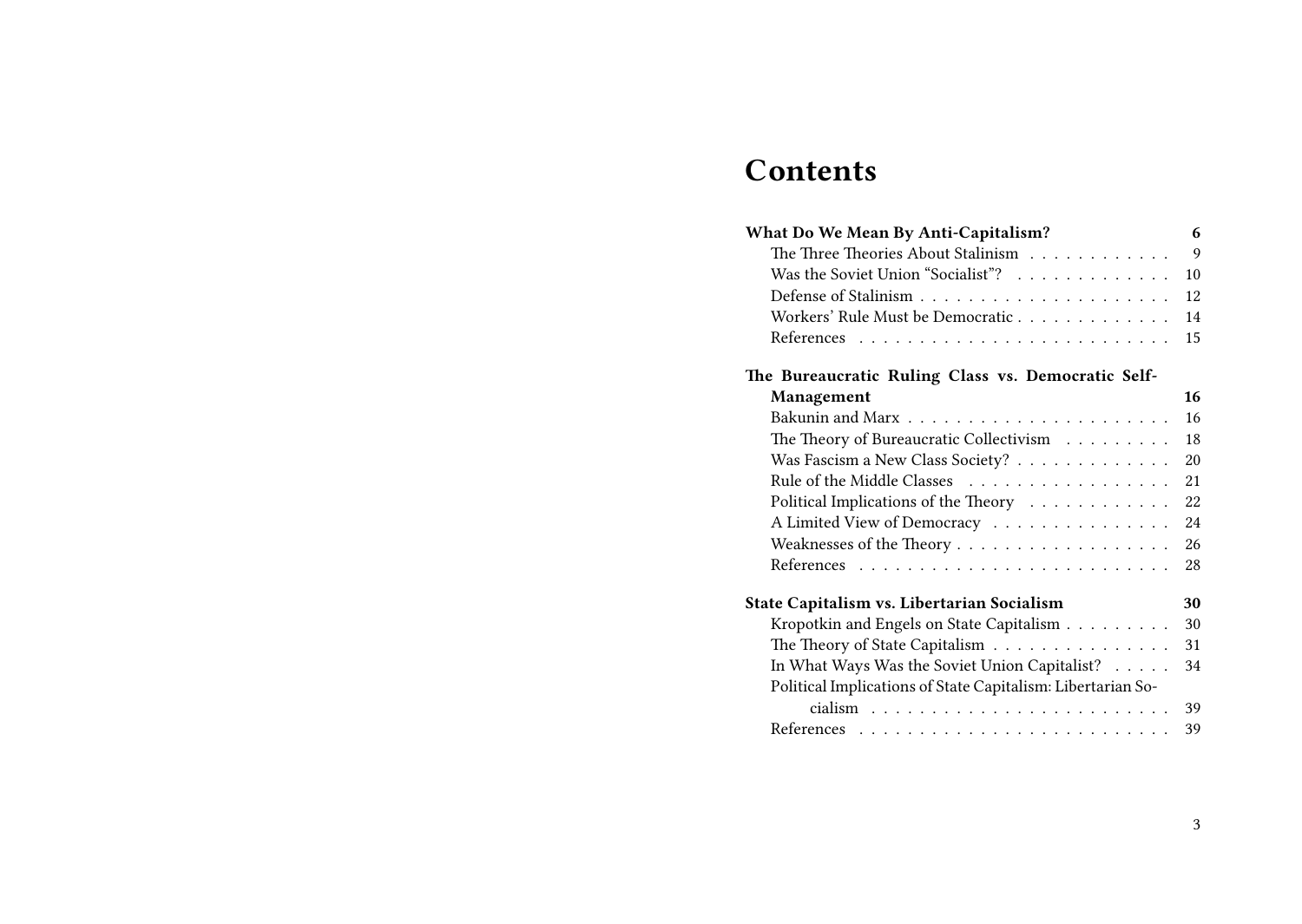# Contents

**What Do We Mean By Anti-Capitalism?** **6**
- The Three Theories About Stalinism 9
- Was the Soviet Union "Socialist"? 10
- Defense of Stalinism 12
- Workers' Rule Must be Democratic 14
- References 15

**The Bureaucratic Ruling Class vs. Democratic Self-Management** **16**
- Bakunin and Marx 16
- The Theory of Bureaucratic Collectivism 18
- Was Fascism a New Class Society? 20
- Rule of the Middle Classes 21
- Political Implications of the Theory 22
- A Limited View of Democracy 24
- Weaknesses of the Theory 26
- References 28

**State Capitalism vs. Libertarian Socialism** **30**
- Kropotkin and Engels on State Capitalism 30
- The Theory of State Capitalism 31
- In What Ways Was the Soviet Union Capitalist? 34
- Political Implications of State Capitalism: Libertarian Socialism 39
- References 39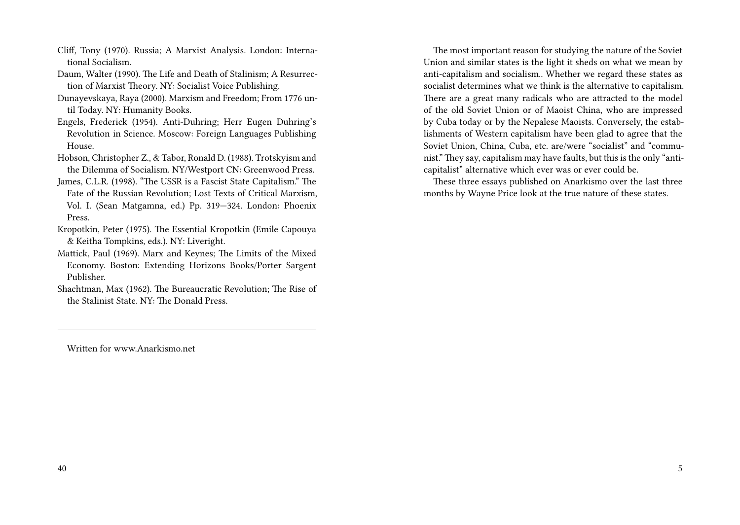Cliff, Tony (1970). Russia; A Marxist Analysis. London: International Socialism.

Daum, Walter (1990). The Life and Death of Stalinism; A Resurrection of Marxist Theory. NY: Socialist Voice Publishing.

Dunayevskaya, Raya (2000). Marxism and Freedom; From 1776 until Today. NY: Humanity Books.

Engels, Frederick (1954). Anti-Duhring; Herr Eugen Duhring's Revolution in Science. Moscow: Foreign Languages Publishing House.

Hobson, Christopher Z., & Tabor, Ronald D. (1988). Trotskyism and the Dilemma of Socialism. NY/Westport CN: Greenwood Press.

James, C.L.R. (1998). "The USSR is a Fascist State Capitalism." The Fate of the Russian Revolution; Lost Texts of Critical Marxism, Vol. I. (Sean Matgamna, ed.) Pp. 319—324. London: Phoenix Press.

Kropotkin, Peter (1975). The Essential Kropotkin (Emile Capouya & Keitha Tompkins, eds.). NY: Liveright.

Mattick, Paul (1969). Marx and Keynes; The Limits of the Mixed Economy. Boston: Extending Horizons Books/Porter Sargent Publisher.

Shachtman, Max (1962). The Bureaucratic Revolution; The Rise of the Stalinist State. NY: The Donald Press.

---

Written for www.Anarkismo.net

The most important reason for studying the nature of the Soviet Union and similar states is the light it sheds on what we mean by anti-capitalism and socialism.. Whether we regard these states as socialist determines what we think is the alternative to capitalism. There are a great many radicals who are attracted to the model of the old Soviet Union or of Maoist China, who are impressed by Cuba today or by the Nepalese Maoists. Conversely, the establishments of Western capitalism have been glad to agree that the Soviet Union, China, Cuba, etc. are/were "socialist" and "communist." They say, capitalism may have faults, but this is the only "anti-capitalist" alternative which ever was or ever could be.

These three essays published on Anarkismo over the last three months by Wayne Price look at the true nature of these states.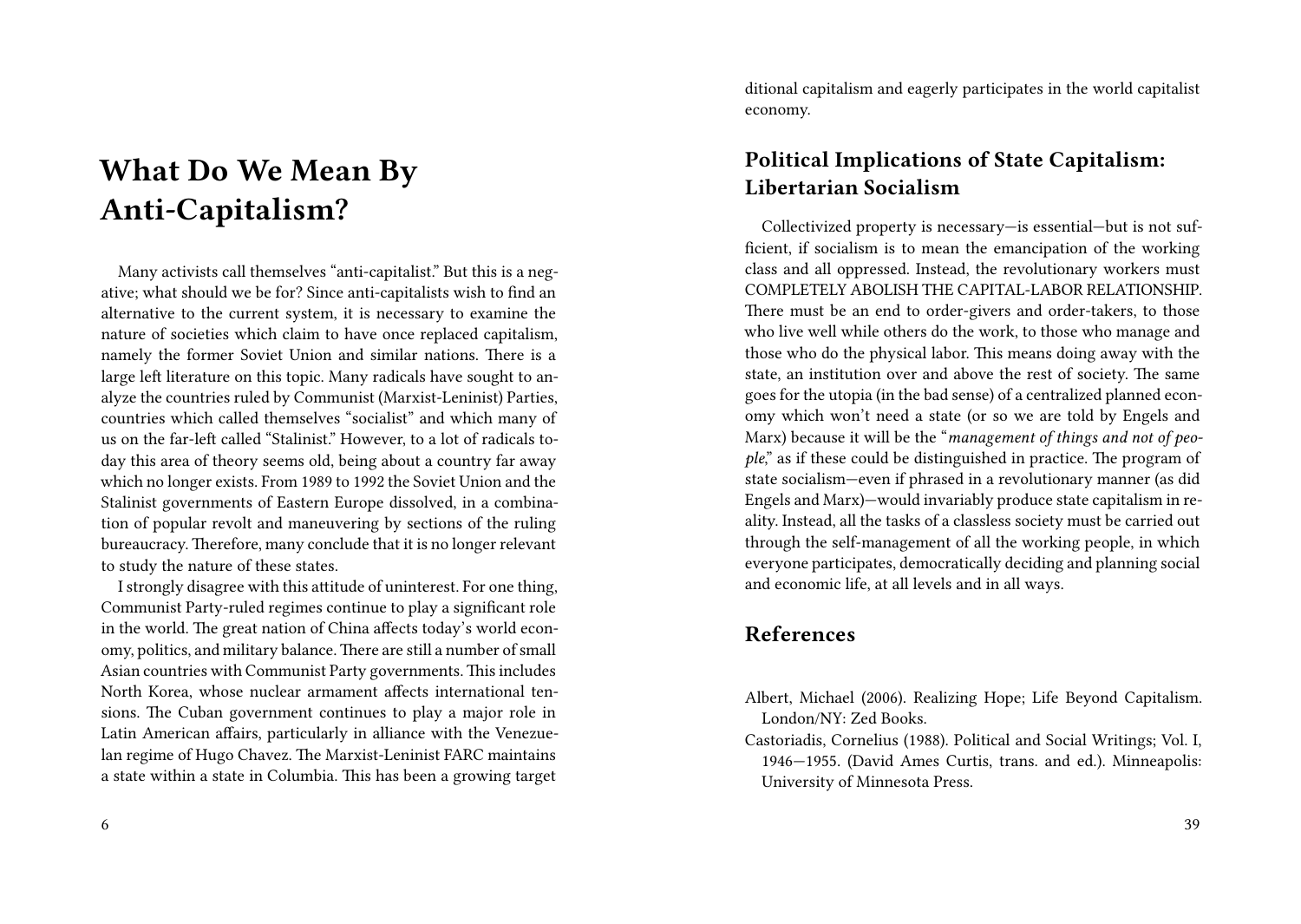# What Do We Mean By Anti-Capitalism?

Many activists call themselves "anti-capitalist." But this is a negative; what should we be for? Since anti-capitalists wish to find an alternative to the current system, it is necessary to examine the nature of societies which claim to have once replaced capitalism, namely the former Soviet Union and similar nations. There is a large left literature on this topic. Many radicals have sought to analyze the countries ruled by Communist (Marxist-Leninist) Parties, countries which called themselves "socialist" and which many of us on the far-left called "Stalinist." However, to a lot of radicals today this area of theory seems old, being about a country far away which no longer exists. From 1989 to 1992 the Soviet Union and the Stalinist governments of Eastern Europe dissolved, in a combination of popular revolt and maneuvering by sections of the ruling bureaucracy. Therefore, many conclude that it is no longer relevant to study the nature of these states.

I strongly disagree with this attitude of uninterest. For one thing, Communist Party-ruled regimes continue to play a significant role in the world. The great nation of China affects today's world economy, politics, and military balance. There are still a number of small Asian countries with Communist Party governments. This includes North Korea, whose nuclear armament affects international tensions. The Cuban government continues to play a major role in Latin American affairs, particularly in alliance with the Venezuelan regime of Hugo Chavez. The Marxist-Leninist FARC maintains a state within a state in Columbia. This has been a growing target

ditional capitalism and eagerly participates in the world capitalist economy.

## Political Implications of State Capitalism: Libertarian Socialism

Collectivized property is necessary—is essential—but is not sufficient, if socialism is to mean the emancipation of the working class and all oppressed. Instead, the revolutionary workers must COMPLETELY ABOLISH THE CAPITAL-LABOR RELATIONSHIP. There must be an end to order-givers and order-takers, to those who live well while others do the work, to those who manage and those who do the physical labor. This means doing away with the state, an institution over and above the rest of society. The same goes for the utopia (in the bad sense) of a centralized planned economy which won't need a state (or so we are told by Engels and Marx) because it will be the "*management of things and not of people*," as if these could be distinguished in practice. The program of state socialism—even if phrased in a revolutionary manner (as did Engels and Marx)—would invariably produce state capitalism in reality. Instead, all the tasks of a classless society must be carried out through the self-management of all the working people, in which everyone participates, democratically deciding and planning social and economic life, at all levels and in all ways.

## References

Albert, Michael (2006). Realizing Hope; Life Beyond Capitalism. London/NY: Zed Books.

Castoriadis, Cornelius (1988). Political and Social Writings; Vol. I, 1946—1955. (David Ames Curtis, trans. and ed.). Minneapolis: University of Minnesota Press.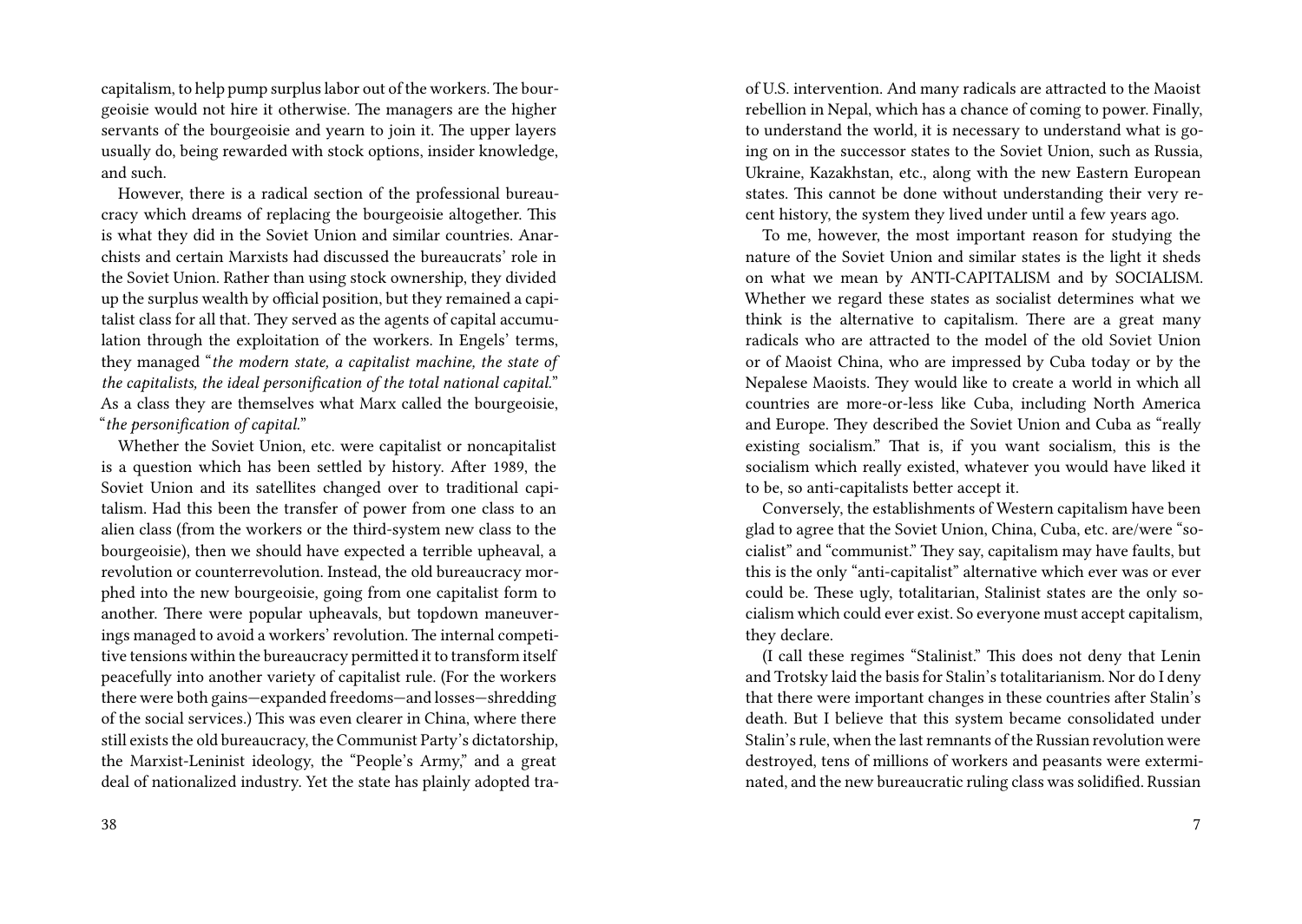capitalism, to help pump surplus labor out of the workers. The bourgeoisie would not hire it otherwise. The managers are the higher servants of the bourgeoisie and yearn to join it. The upper layers usually do, being rewarded with stock options, insider knowledge, and such.

However, there is a radical section of the professional bureaucracy which dreams of replacing the bourgeoisie altogether. This is what they did in the Soviet Union and similar countries. Anarchists and certain Marxists had discussed the bureaucrats' role in the Soviet Union. Rather than using stock ownership, they divided up the surplus wealth by official position, but they remained a capitalist class for all that. They served as the agents of capital accumulation through the exploitation of the workers. In Engels' terms, they managed "*the modern state, a capitalist machine, the state of the capitalists, the ideal personification of the total national capital.*" As a class they are themselves what Marx called the bourgeoisie, "*the personification of capital.*"

Whether the Soviet Union, etc. were capitalist or noncapitalist is a question which has been settled by history. After 1989, the Soviet Union and its satellites changed over to traditional capitalism. Had this been the transfer of power from one class to an alien class (from the workers or the third-system new class to the bourgeoisie), then we should have expected a terrible upheaval, a revolution or counterrevolution. Instead, the old bureaucracy morphed into the new bourgeoisie, going from one capitalist form to another. There were popular upheavals, but topdown maneuverings managed to avoid a workers' revolution. The internal competitive tensions within the bureaucracy permitted it to transform itself peacefully into another variety of capitalist rule. (For the workers there were both gains—expanded freedoms—and losses—shredding of the social services.) This was even clearer in China, where there still exists the old bureaucracy, the Communist Party's dictatorship, the Marxist-Leninist ideology, the "People's Army," and a great deal of nationalized industry. Yet the state has plainly adopted tra-

of U.S. intervention. And many radicals are attracted to the Maoist rebellion in Nepal, which has a chance of coming to power. Finally, to understand the world, it is necessary to understand what is going on in the successor states to the Soviet Union, such as Russia, Ukraine, Kazakhstan, etc., along with the new Eastern European states. This cannot be done without understanding their very recent history, the system they lived under until a few years ago.

To me, however, the most important reason for studying the nature of the Soviet Union and similar states is the light it sheds on what we mean by ANTI-CAPITALISM and by SOCIALISM. Whether we regard these states as socialist determines what we think is the alternative to capitalism. There are a great many radicals who are attracted to the model of the old Soviet Union or of Maoist China, who are impressed by Cuba today or by the Nepalese Maoists. They would like to create a world in which all countries are more-or-less like Cuba, including North America and Europe. They described the Soviet Union and Cuba as "really existing socialism." That is, if you want socialism, this is the socialism which really existed, whatever you would have liked it to be, so anti-capitalists better accept it.

Conversely, the establishments of Western capitalism have been glad to agree that the Soviet Union, China, Cuba, etc. are/were "socialist" and "communist." They say, capitalism may have faults, but this is the only "anti-capitalist" alternative which ever was or ever could be. These ugly, totalitarian, Stalinist states are the only socialism which could ever exist. So everyone must accept capitalism, they declare.

(I call these regimes "Stalinist." This does not deny that Lenin and Trotsky laid the basis for Stalin's totalitarianism. Nor do I deny that there were important changes in these countries after Stalin's death. But I believe that this system became consolidated under Stalin's rule, when the last remnants of the Russian revolution were destroyed, tens of millions of workers and peasants were exterminated, and the new bureaucratic ruling class was solidified. Russian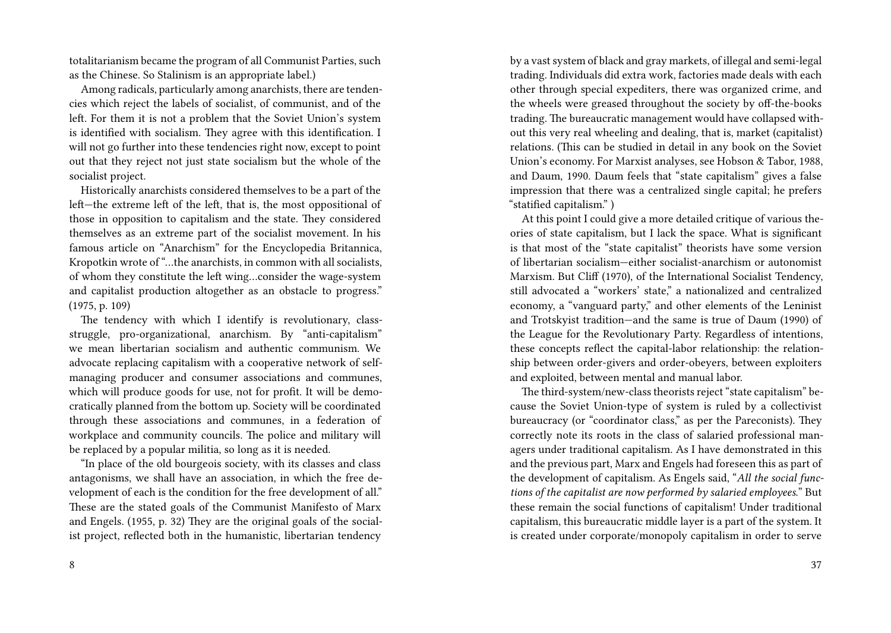totalitarianism became the program of all Communist Parties, such as the Chinese. So Stalinism is an appropriate label.)

Among radicals, particularly among anarchists, there are tendencies which reject the labels of socialist, of communist, and of the left. For them it is not a problem that the Soviet Union's system is identified with socialism. They agree with this identification. I will not go further into these tendencies right now, except to point out that they reject not just state socialism but the whole of the socialist project.

Historically anarchists considered themselves to be a part of the left—the extreme left of the left, that is, the most oppositional of those in opposition to capitalism and the state. They considered themselves as an extreme part of the socialist movement. In his famous article on "Anarchism" for the Encyclopedia Britannica, Kropotkin wrote of "…the anarchists, in common with all socialists, of whom they constitute the left wing…consider the wage-system and capitalist production altogether as an obstacle to progress." (1975, p. 109)

The tendency with which I identify is revolutionary, class-struggle, pro-organizational, anarchism. By "anti-capitalism" we mean libertarian socialism and authentic communism. We advocate replacing capitalism with a cooperative network of self-managing producer and consumer associations and communes, which will produce goods for use, not for profit. It will be democratically planned from the bottom up. Society will be coordinated through these associations and communes, in a federation of workplace and community councils. The police and military will be replaced by a popular militia, so long as it is needed.

"In place of the old bourgeois society, with its classes and class antagonisms, we shall have an association, in which the free development of each is the condition for the free development of all." These are the stated goals of the Communist Manifesto of Marx and Engels. (1955, p. 32) They are the original goals of the socialist project, reflected both in the humanistic, libertarian tendency

by a vast system of black and gray markets, of illegal and semi-legal trading. Individuals did extra work, factories made deals with each other through special expediters, there was organized crime, and the wheels were greased throughout the society by off-the-books trading. The bureaucratic management would have collapsed without this very real wheeling and dealing, that is, market (capitalist) relations. (This can be studied in detail in any book on the Soviet Union's economy. For Marxist analyses, see Hobson & Tabor, 1988, and Daum, 1990. Daum feels that "state capitalism" gives a false impression that there was a centralized single capital; he prefers "statified capitalism." )

At this point I could give a more detailed critique of various theories of state capitalism, but I lack the space. What is significant is that most of the "state capitalist" theorists have some version of libertarian socialism—either socialist-anarchism or autonomist Marxism. But Cliff (1970), of the International Socialist Tendency, still advocated a "workers' state," a nationalized and centralized economy, a "vanguard party," and other elements of the Leninist and Trotskyist tradition—and the same is true of Daum (1990) of the League for the Revolutionary Party. Regardless of intentions, these concepts reflect the capital-labor relationship: the relationship between order-givers and order-obeyers, between exploiters and exploited, between mental and manual labor.

The third-system/new-class theorists reject "state capitalism" because the Soviet Union-type of system is ruled by a collectivist bureaucracy (or "coordinator class," as per the Pareconists). They correctly note its roots in the class of salaried professional managers under traditional capitalism. As I have demonstrated in this and the previous part, Marx and Engels had foreseen this as part of the development of capitalism. As Engels said, "*All the social functions of the capitalist are now performed by salaried employees.*" But these remain the social functions of capitalism! Under traditional capitalism, this bureaucratic middle layer is a part of the system. It is created under corporate/monopoly capitalism in order to serve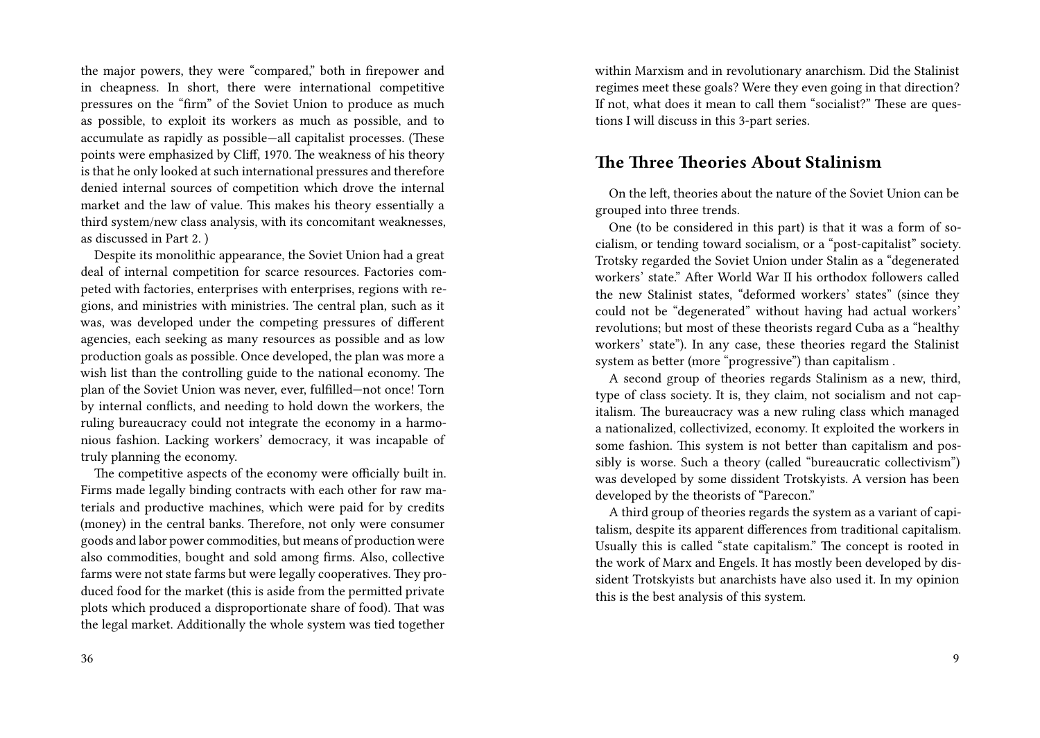the major powers, they were "compared," both in firepower and in cheapness. In short, there were international competitive pressures on the "firm" of the Soviet Union to produce as much as possible, to exploit its workers as much as possible, and to accumulate as rapidly as possible—all capitalist processes. (These points were emphasized by Cliff, 1970. The weakness of his theory is that he only looked at such international pressures and therefore denied internal sources of competition which drove the internal market and the law of value. This makes his theory essentially a third system/new class analysis, with its concomitant weaknesses, as discussed in Part 2. )

Despite its monolithic appearance, the Soviet Union had a great deal of internal competition for scarce resources. Factories competed with factories, enterprises with enterprises, regions with regions, and ministries with ministries. The central plan, such as it was, was developed under the competing pressures of different agencies, each seeking as many resources as possible and as low production goals as possible. Once developed, the plan was more a wish list than the controlling guide to the national economy. The plan of the Soviet Union was never, ever, fulfilled—not once! Torn by internal conflicts, and needing to hold down the workers, the ruling bureaucracy could not integrate the economy in a harmonious fashion. Lacking workers' democracy, it was incapable of truly planning the economy.

The competitive aspects of the economy were officially built in. Firms made legally binding contracts with each other for raw materials and productive machines, which were paid for by credits (money) in the central banks. Therefore, not only were consumer goods and labor power commodities, but means of production were also commodities, bought and sold among firms. Also, collective farms were not state farms but were legally cooperatives. They produced food for the market (this is aside from the permitted private plots which produced a disproportionate share of food). That was the legal market. Additionally the whole system was tied together

within Marxism and in revolutionary anarchism. Did the Stalinist regimes meet these goals? Were they even going in that direction? If not, what does it mean to call them "socialist?" These are questions I will discuss in this 3-part series.

## The Three Theories About Stalinism

On the left, theories about the nature of the Soviet Union can be grouped into three trends.

One (to be considered in this part) is that it was a form of socialism, or tending toward socialism, or a "post-capitalist" society. Trotsky regarded the Soviet Union under Stalin as a "degenerated workers' state." After World War II his orthodox followers called the new Stalinist states, "deformed workers' states" (since they could not be "degenerated" without having had actual workers' revolutions; but most of these theorists regard Cuba as a "healthy workers' state"). In any case, these theories regard the Stalinist system as better (more "progressive") than capitalism .

A second group of theories regards Stalinism as a new, third, type of class society. It is, they claim, not socialism and not capitalism. The bureaucracy was a new ruling class which managed a nationalized, collectivized, economy. It exploited the workers in some fashion. This system is not better than capitalism and possibly is worse. Such a theory (called "bureaucratic collectivism") was developed by some dissident Trotskyists. A version has been developed by the theorists of "Parecon."

A third group of theories regards the system as a variant of capitalism, despite its apparent differences from traditional capitalism. Usually this is called "state capitalism." The concept is rooted in the work of Marx and Engels. It has mostly been developed by dissident Trotskyists but anarchists have also used it. In my opinion this is the best analysis of this system.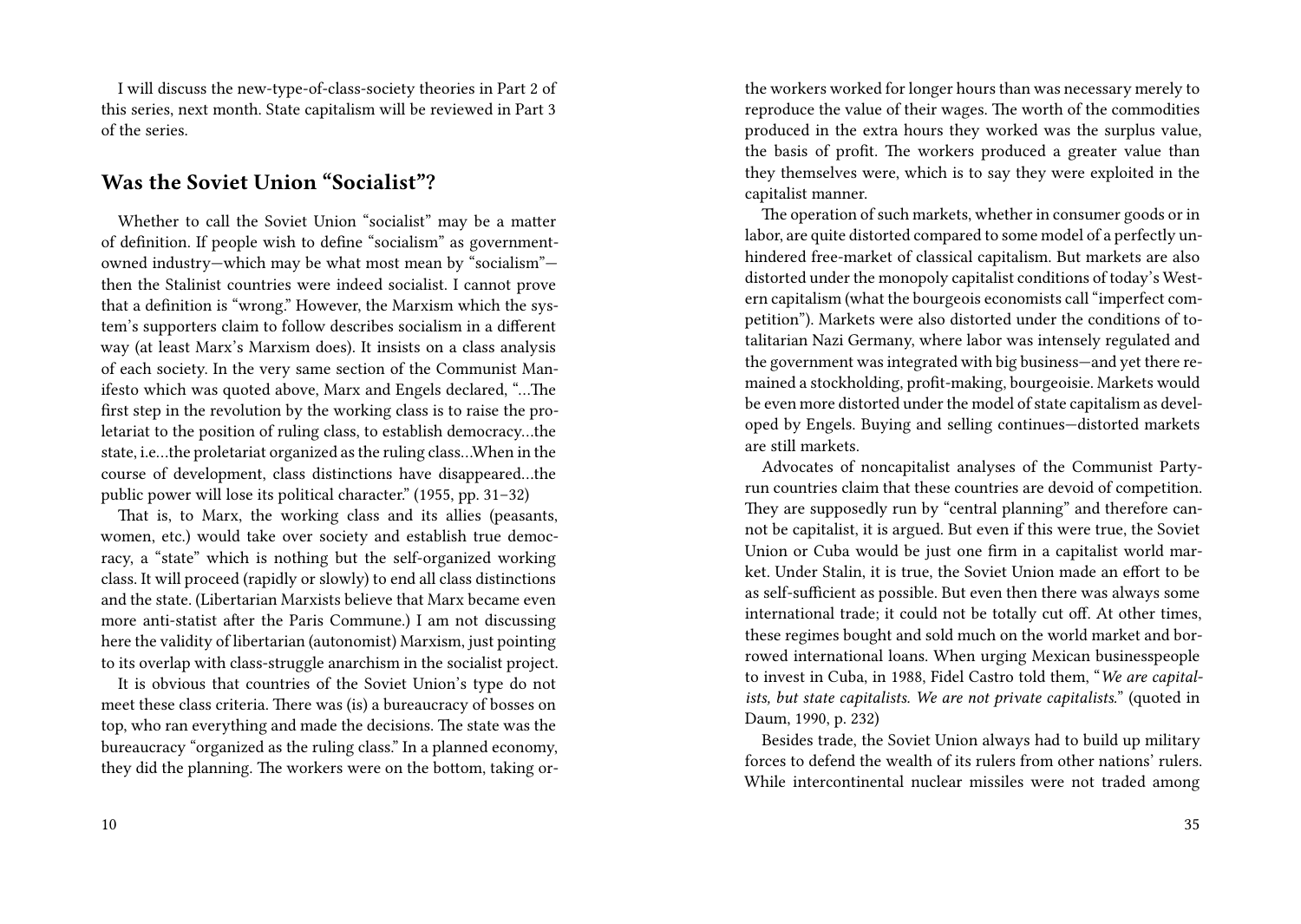I will discuss the new-type-of-class-society theories in Part 2 of this series, next month. State capitalism will be reviewed in Part 3 of the series.

## Was the Soviet Union "Socialist"?

Whether to call the Soviet Union "socialist" may be a matter of definition. If people wish to define "socialism" as government-owned industry—which may be what most mean by "socialism"—then the Stalinist countries were indeed socialist. I cannot prove that a definition is "wrong." However, the Marxism which the system's supporters claim to follow describes socialism in a different way (at least Marx's Marxism does). It insists on a class analysis of each society. In the very same section of the Communist Manifesto which was quoted above, Marx and Engels declared, "…The first step in the revolution by the working class is to raise the proletariat to the position of ruling class, to establish democracy…the state, i.e…the proletariat organized as the ruling class…When in the course of development, class distinctions have disappeared…the public power will lose its political character." (1955, pp. 31–32)

That is, to Marx, the working class and its allies (peasants, women, etc.) would take over society and establish true democracy, a "state" which is nothing but the self-organized working class. It will proceed (rapidly or slowly) to end all class distinctions and the state. (Libertarian Marxists believe that Marx became even more anti-statist after the Paris Commune.) I am not discussing here the validity of libertarian (autonomist) Marxism, just pointing to its overlap with class-struggle anarchism in the socialist project.

It is obvious that countries of the Soviet Union's type do not meet these class criteria. There was (is) a bureaucracy of bosses on top, who ran everything and made the decisions. The state was the bureaucracy "organized as the ruling class." In a planned economy, they did the planning. The workers were on the bottom, taking or-

the workers worked for longer hours than was necessary merely to reproduce the value of their wages. The worth of the commodities produced in the extra hours they worked was the surplus value, the basis of profit. The workers produced a greater value than they themselves were, which is to say they were exploited in the capitalist manner.

The operation of such markets, whether in consumer goods or in labor, are quite distorted compared to some model of a perfectly unhindered free-market of classical capitalism. But markets are also distorted under the monopoly capitalist conditions of today's Western capitalism (what the bourgeois economists call "imperfect competition"). Markets were also distorted under the conditions of totalitarian Nazi Germany, where labor was intensely regulated and the government was integrated with big business—and yet there remained a stockholding, profit-making, bourgeoisie. Markets would be even more distorted under the model of state capitalism as developed by Engels. Buying and selling continues—distorted markets are still markets.

Advocates of noncapitalist analyses of the Communist Party-run countries claim that these countries are devoid of competition. They are supposedly run by "central planning" and therefore cannot be capitalist, it is argued. But even if this were true, the Soviet Union or Cuba would be just one firm in a capitalist world market. Under Stalin, it is true, the Soviet Union made an effort to be as self-sufficient as possible. But even then there was always some international trade; it could not be totally cut off. At other times, these regimes bought and sold much on the world market and borrowed international loans. When urging Mexican businesspeople to invest in Cuba, in 1988, Fidel Castro told them, "*We are capitalists, but state capitalists. We are not private capitalists.*" (quoted in Daum, 1990, p. 232)

Besides trade, the Soviet Union always had to build up military forces to defend the wealth of its rulers from other nations' rulers. While intercontinental nuclear missiles were not traded among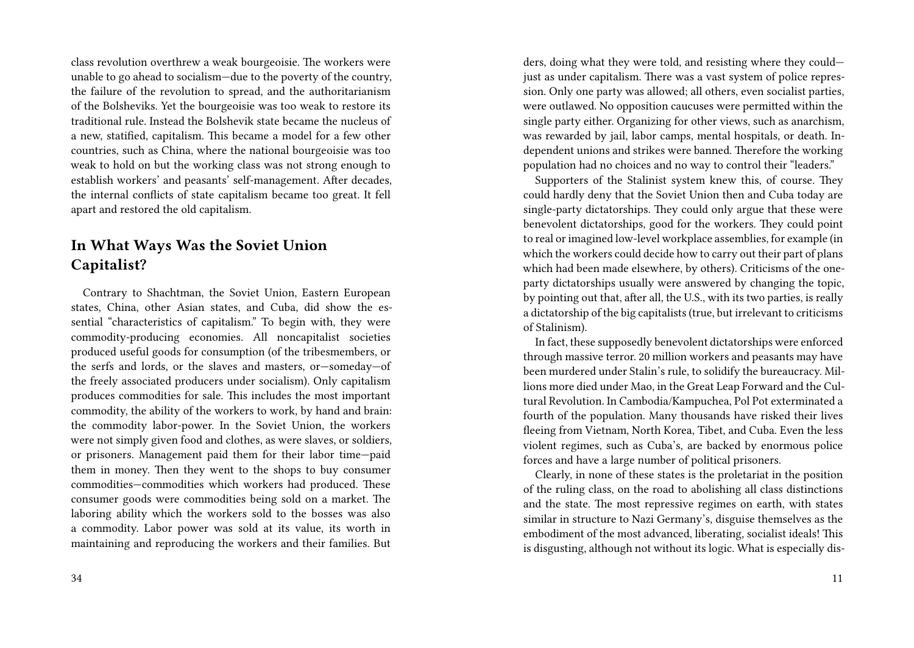class revolution overthrew a weak bourgeoisie. The workers were unable to go ahead to socialism—due to the poverty of the country, the failure of the revolution to spread, and the authoritarianism of the Bolsheviks. Yet the bourgeoisie was too weak to restore its traditional rule. Instead the Bolshevik state became the nucleus of a new, statified, capitalism. This became a model for a few other countries, such as China, where the national bourgeoisie was too weak to hold on but the working class was not strong enough to establish workers' and peasants' self-management. After decades, the internal conflicts of state capitalism became too great. It fell apart and restored the old capitalism.

## In What Ways Was the Soviet Union Capitalist?

Contrary to Shachtman, the Soviet Union, Eastern European states, China, other Asian states, and Cuba, did show the essential "characteristics of capitalism." To begin with, they were commodity-producing economies. All noncapitalist societies produced useful goods for consumption (of the tribesmembers, or the serfs and lords, or the slaves and masters, or—someday—of the freely associated producers under socialism). Only capitalism produces commodities for sale. This includes the most important commodity, the ability of the workers to work, by hand and brain: the commodity labor-power. In the Soviet Union, the workers were not simply given food and clothes, as were slaves, or soldiers, or prisoners. Management paid them for their labor time—paid them in money. Then they went to the shops to buy consumer commodities—commodities which workers had produced. These consumer goods were commodities being sold on a market. The laboring ability which the workers sold to the bosses was also a commodity. Labor power was sold at its value, its worth in maintaining and reproducing the workers and their families. But

ders, doing what they were told, and resisting where they could—just as under capitalism. There was a vast system of police repression. Only one party was allowed; all others, even socialist parties, were outlawed. No opposition caucuses were permitted within the single party either. Organizing for other views, such as anarchism, was rewarded by jail, labor camps, mental hospitals, or death. Independent unions and strikes were banned. Therefore the working population had no choices and no way to control their "leaders."

Supporters of the Stalinist system knew this, of course. They could hardly deny that the Soviet Union then and Cuba today are single-party dictatorships. They could only argue that these were benevolent dictatorships, good for the workers. They could point to real or imagined low-level workplace assemblies, for example (in which the workers could decide how to carry out their part of plans which had been made elsewhere, by others). Criticisms of the one-party dictatorships usually were answered by changing the topic, by pointing out that, after all, the U.S., with its two parties, is really a dictatorship of the big capitalists (true, but irrelevant to criticisms of Stalinism).

In fact, these supposedly benevolent dictatorships were enforced through massive terror. 20 million workers and peasants may have been murdered under Stalin's rule, to solidify the bureaucracy. Millions more died under Mao, in the Great Leap Forward and the Cultural Revolution. In Cambodia/Kampuchea, Pol Pot exterminated a fourth of the population. Many thousands have risked their lives fleeing from Vietnam, North Korea, Tibet, and Cuba. Even the less violent regimes, such as Cuba's, are backed by enormous police forces and have a large number of political prisoners.

Clearly, in none of these states is the proletariat in the position of the ruling class, on the road to abolishing all class distinctions and the state. The most repressive regimes on earth, with states similar in structure to Nazi Germany's, disguise themselves as the embodiment of the most advanced, liberating, socialist ideals! This is disgusting, although not without its logic. What is especially dis-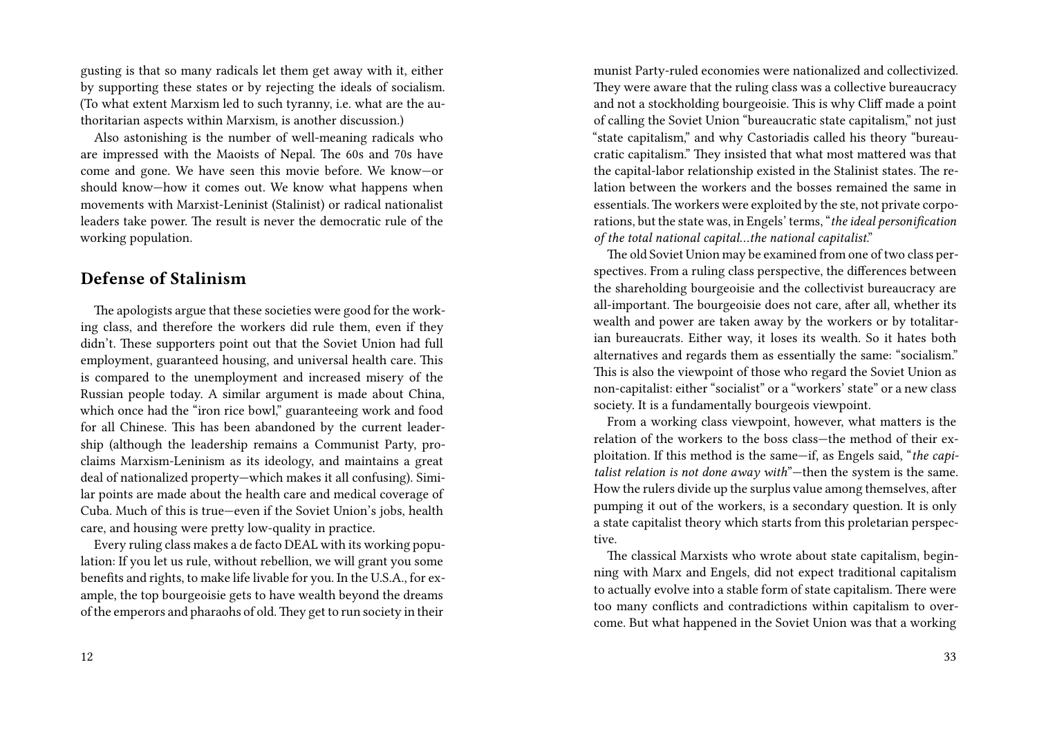gusting is that so many radicals let them get away with it, either by supporting these states or by rejecting the ideals of socialism. (To what extent Marxism led to such tyranny, i.e. what are the authoritarian aspects within Marxism, is another discussion.)

Also astonishing is the number of well-meaning radicals who are impressed with the Maoists of Nepal. The 60s and 70s have come and gone. We have seen this movie before. We know—or should know—how it comes out. We know what happens when movements with Marxist-Leninist (Stalinist) or radical nationalist leaders take power. The result is never the democratic rule of the working population.

## Defense of Stalinism

The apologists argue that these societies were good for the working class, and therefore the workers did rule them, even if they didn't. These supporters point out that the Soviet Union had full employment, guaranteed housing, and universal health care. This is compared to the unemployment and increased misery of the Russian people today. A similar argument is made about China, which once had the "iron rice bowl," guaranteeing work and food for all Chinese. This has been abandoned by the current leadership (although the leadership remains a Communist Party, proclaims Marxism-Leninism as its ideology, and maintains a great deal of nationalized property—which makes it all confusing). Similar points are made about the health care and medical coverage of Cuba. Much of this is true—even if the Soviet Union's jobs, health care, and housing were pretty low-quality in practice.

Every ruling class makes a de facto DEAL with its working population: If you let us rule, without rebellion, we will grant you some benefits and rights, to make life livable for you. In the U.S.A., for example, the top bourgeoisie gets to have wealth beyond the dreams of the emperors and pharaohs of old. They get to run society in their

munist Party-ruled economies were nationalized and collectivized. They were aware that the ruling class was a collective bureaucracy and not a stockholding bourgeoisie. This is why Cliff made a point of calling the Soviet Union "bureaucratic state capitalism," not just "state capitalism," and why Castoriadis called his theory "bureaucratic capitalism." They insisted that what most mattered was that the capital-labor relationship existed in the Stalinist states. The relation between the workers and the bosses remained the same in essentials. The workers were exploited by the ste, not private corporations, but the state was, in Engels' terms, "*the ideal personification of the total national capital…the national capitalist*."

The old Soviet Union may be examined from one of two class perspectives. From a ruling class perspective, the differences between the shareholding bourgeoisie and the collectivist bureaucracy are all-important. The bourgeoisie does not care, after all, whether its wealth and power are taken away by the workers or by totalitarian bureaucrats. Either way, it loses its wealth. So it hates both alternatives and regards them as essentially the same: "socialism." This is also the viewpoint of those who regard the Soviet Union as non-capitalist: either "socialist" or a "workers' state" or a new class society. It is a fundamentally bourgeois viewpoint.

From a working class viewpoint, however, what matters is the relation of the workers to the boss class—the method of their exploitation. If this method is the same—if, as Engels said, "*the capitalist relation is not done away with*"—then the system is the same. How the rulers divide up the surplus value among themselves, after pumping it out of the workers, is a secondary question. It is only a state capitalist theory which starts from this proletarian perspective.

The classical Marxists who wrote about state capitalism, beginning with Marx and Engels, did not expect traditional capitalism to actually evolve into a stable form of state capitalism. There were too many conflicts and contradictions within capitalism to overcome. But what happened in the Soviet Union was that a working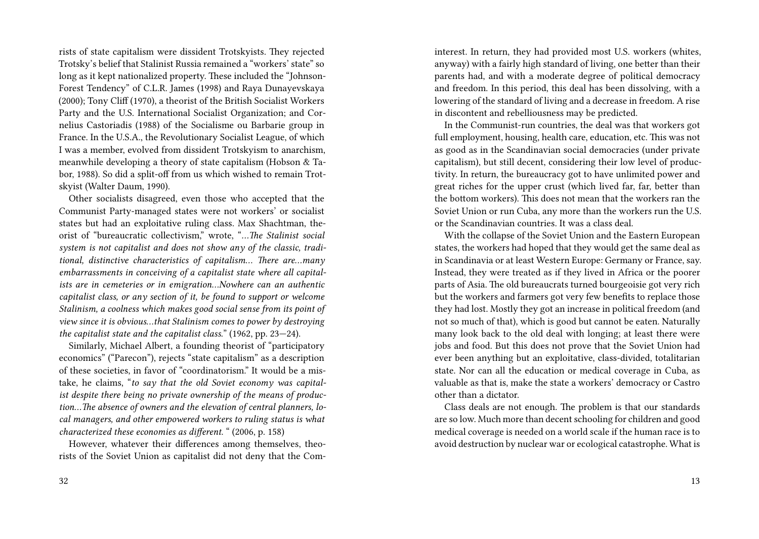rists of state capitalism were dissident Trotskyists. They rejected Trotsky's belief that Stalinist Russia remained a "workers' state" so long as it kept nationalized property. These included the "Johnson-Forest Tendency" of C.L.R. James (1998) and Raya Dunayevskaya (2000); Tony Cliff (1970), a theorist of the British Socialist Workers Party and the U.S. International Socialist Organization; and Cornelius Castoriadis (1988) of the Socialisme ou Barbarie group in France. In the U.S.A., the Revolutionary Socialist League, of which I was a member, evolved from dissident Trotskyism to anarchism, meanwhile developing a theory of state capitalism (Hobson & Tabor, 1988). So did a split-off from us which wished to remain Trotskyist (Walter Daum, 1990).

Other socialists disagreed, even those who accepted that the Communist Party-managed states were not workers' or socialist states but had an exploitative ruling class. Max Shachtman, theorist of "bureaucratic collectivism," wrote, "*…The Stalinist social system is not capitalist and does not show any of the classic, traditional, distinctive characteristics of capitalism… There are…many embarrassments in conceiving of a capitalist state where all capitalists are in cemeteries or in emigration…Nowhere can an authentic capitalist class, or any section of it, be found to support or welcome Stalinism, a coolness which makes good social sense from its point of view since it is obvious…that Stalinism comes to power by destroying the capitalist state and the capitalist class.*" (1962, pp. 23—24).

Similarly, Michael Albert, a founding theorist of "participatory economics" ("Parecon"), rejects "state capitalism" as a description of these societies, in favor of "coordinatorism." It would be a mistake, he claims, "*to say that the old Soviet economy was capitalist despite there being no private ownership of the means of production…The absence of owners and the elevation of central planners, local managers, and other empowered workers to ruling status is what characterized these economies as different.* " (2006, p. 158)

However, whatever their differences among themselves, theorists of the Soviet Union as capitalist did not deny that the Com-

interest. In return, they had provided most U.S. workers (whites, anyway) with a fairly high standard of living, one better than their parents had, and with a moderate degree of political democracy and freedom. In this period, this deal has been dissolving, with a lowering of the standard of living and a decrease in freedom. A rise in discontent and rebelliousness may be predicted.

In the Communist-run countries, the deal was that workers got full employment, housing, health care, education, etc. This was not as good as in the Scandinavian social democracies (under private capitalism), but still decent, considering their low level of productivity. In return, the bureaucracy got to have unlimited power and great riches for the upper crust (which lived far, far, better than the bottom workers). This does not mean that the workers ran the Soviet Union or run Cuba, any more than the workers run the U.S. or the Scandinavian countries. It was a class deal.

With the collapse of the Soviet Union and the Eastern European states, the workers had hoped that they would get the same deal as in Scandinavia or at least Western Europe: Germany or France, say. Instead, they were treated as if they lived in Africa or the poorer parts of Asia. The old bureaucrats turned bourgeoisie got very rich but the workers and farmers got very few benefits to replace those they had lost. Mostly they got an increase in political freedom (and not so much of that), which is good but cannot be eaten. Naturally many look back to the old deal with longing; at least there were jobs and food. But this does not prove that the Soviet Union had ever been anything but an exploitative, class-divided, totalitarian state. Nor can all the education or medical coverage in Cuba, as valuable as that is, make the state a workers' democracy or Castro other than a dictator.

Class deals are not enough. The problem is that our standards are so low. Much more than decent schooling for children and good medical coverage is needed on a world scale if the human race is to avoid destruction by nuclear war or ecological catastrophe. What is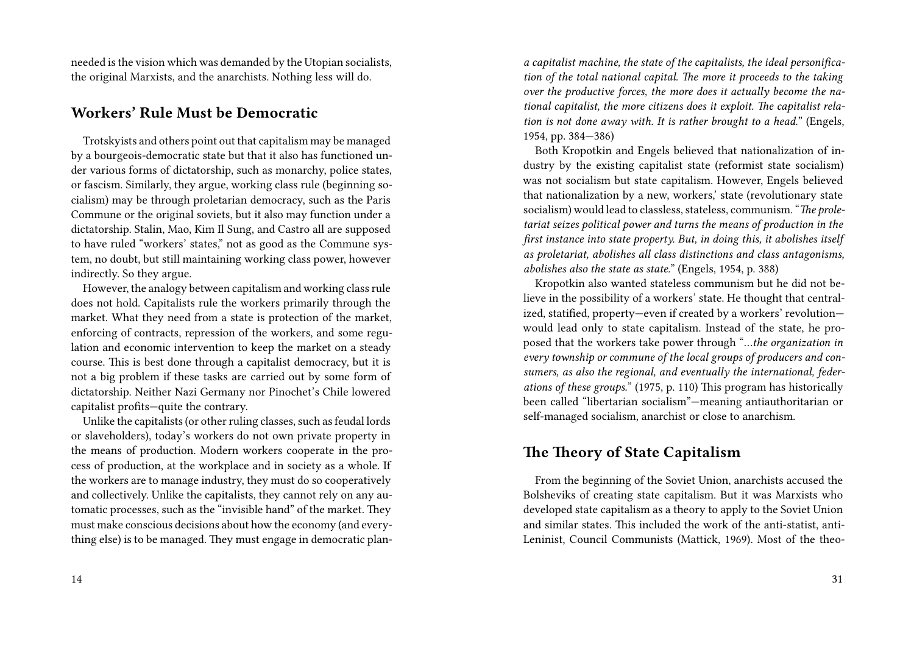needed is the vision which was demanded by the Utopian socialists, the original Marxists, and the anarchists. Nothing less will do.

## Workers' Rule Must be Democratic

Trotskyists and others point out that capitalism may be managed by a bourgeois-democratic state but that it also has functioned under various forms of dictatorship, such as monarchy, police states, or fascism. Similarly, they argue, working class rule (beginning socialism) may be through proletarian democracy, such as the Paris Commune or the original soviets, but it also may function under a dictatorship. Stalin, Mao, Kim Il Sung, and Castro all are supposed to have ruled "workers' states," not as good as the Commune system, no doubt, but still maintaining working class power, however indirectly. So they argue.

However, the analogy between capitalism and working class rule does not hold. Capitalists rule the workers primarily through the market. What they need from a state is protection of the market, enforcing of contracts, repression of the workers, and some regulation and economic intervention to keep the market on a steady course. This is best done through a capitalist democracy, but it is not a big problem if these tasks are carried out by some form of dictatorship. Neither Nazi Germany nor Pinochet's Chile lowered capitalist profits—quite the contrary.

Unlike the capitalists (or other ruling classes, such as feudal lords or slaveholders), today's workers do not own private property in the means of production. Modern workers cooperate in the process of production, at the workplace and in society as a whole. If the workers are to manage industry, they must do so cooperatively and collectively. Unlike the capitalists, they cannot rely on any automatic processes, such as the "invisible hand" of the market. They must make conscious decisions about how the economy (and everything else) is to be managed. They must engage in democratic plan-

*a capitalist machine, the state of the capitalists, the ideal personification of the total national capital. The more it proceeds to the taking over the productive forces, the more does it actually become the national capitalist, the more citizens does it exploit. The capitalist relation is not done away with. It is rather brought to a head.*" (Engels, 1954, pp. 384—386)

Both Kropotkin and Engels believed that nationalization of industry by the existing capitalist state (reformist state socialism) was not socialism but state capitalism. However, Engels believed that nationalization by a new, workers,' state (revolutionary state socialism) would lead to classless, stateless, communism. "*The proletariat seizes political power and turns the means of production in the first instance into state property. But, in doing this, it abolishes itself as proletariat, abolishes all class distinctions and class antagonisms, abolishes also the state as state.*" (Engels, 1954, p. 388)

Kropotkin also wanted stateless communism but he did not believe in the possibility of a workers' state. He thought that centralized, statified, property—even if created by a workers' revolution—would lead only to state capitalism. Instead of the state, he proposed that the workers take power through "*…the organization in every township or commune of the local groups of producers and consumers, as also the regional, and eventually the international, federations of these groups.*" (1975, p. 110) This program has historically been called "libertarian socialism"—meaning antiauthoritarian or self-managed socialism, anarchist or close to anarchism.

## The Theory of State Capitalism

From the beginning of the Soviet Union, anarchists accused the Bolsheviks of creating state capitalism. But it was Marxists who developed state capitalism as a theory to apply to the Soviet Union and similar states. This included the work of the anti-statist, anti-Leninist, Council Communists (Mattick, 1969). Most of the theo-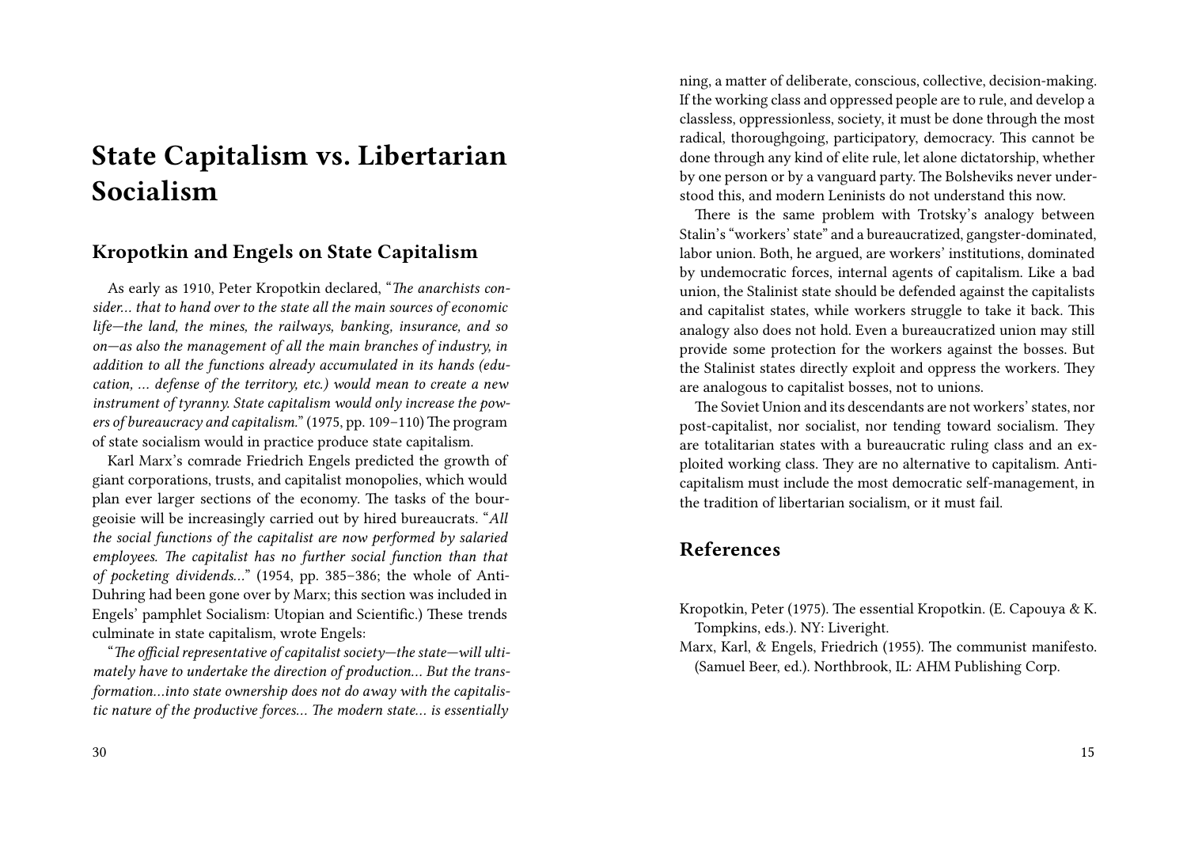# State Capitalism vs. Libertarian Socialism

## Kropotkin and Engels on State Capitalism

As early as 1910, Peter Kropotkin declared, "*The anarchists consider… that to hand over to the state all the main sources of economic life—the land, the mines, the railways, banking, insurance, and so on—as also the management of all the main branches of industry, in addition to all the functions already accumulated in its hands (education, … defense of the territory, etc.) would mean to create a new instrument of tyranny. State capitalism would only increase the powers of bureaucracy and capitalism.*" (1975, pp. 109–110) The program of state socialism would in practice produce state capitalism.

Karl Marx's comrade Friedrich Engels predicted the growth of giant corporations, trusts, and capitalist monopolies, which would plan ever larger sections of the economy. The tasks of the bourgeoisie will be increasingly carried out by hired bureaucrats. "*All the social functions of the capitalist are now performed by salaried employees. The capitalist has no further social function than that of pocketing dividends…*" (1954, pp. 385–386; the whole of Anti-Duhring had been gone over by Marx; this section was included in Engels' pamphlet Socialism: Utopian and Scientific.) These trends culminate in state capitalism, wrote Engels:

"*The official representative of capitalist society—the state—will ultimately have to undertake the direction of production… But the transformation…into state ownership does not do away with the capitalistic nature of the productive forces… The modern state… is essentially*

ning, a matter of deliberate, conscious, collective, decision-making. If the working class and oppressed people are to rule, and develop a classless, oppressionless, society, it must be done through the most radical, thoroughgoing, participatory, democracy. This cannot be done through any kind of elite rule, let alone dictatorship, whether by one person or by a vanguard party. The Bolsheviks never understood this, and modern Leninists do not understand this now.

There is the same problem with Trotsky's analogy between Stalin's "workers' state" and a bureaucratized, gangster-dominated, labor union. Both, he argued, are workers' institutions, dominated by undemocratic forces, internal agents of capitalism. Like a bad union, the Stalinist state should be defended against the capitalists and capitalist states, while workers struggle to take it back. This analogy also does not hold. Even a bureaucratized union may still provide some protection for the workers against the bosses. But the Stalinist states directly exploit and oppress the workers. They are analogous to capitalist bosses, not to unions.

The Soviet Union and its descendants are not workers' states, nor post-capitalist, nor socialist, nor tending toward socialism. They are totalitarian states with a bureaucratic ruling class and an exploited working class. They are no alternative to capitalism. Anticapitalism must include the most democratic self-management, in the tradition of libertarian socialism, or it must fail.

## References

Kropotkin, Peter (1975). The essential Kropotkin. (E. Capouya & K. Tompkins, eds.). NY: Liveright.

Marx, Karl, & Engels, Friedrich (1955). The communist manifesto. (Samuel Beer, ed.). Northbrook, IL: AHM Publishing Corp.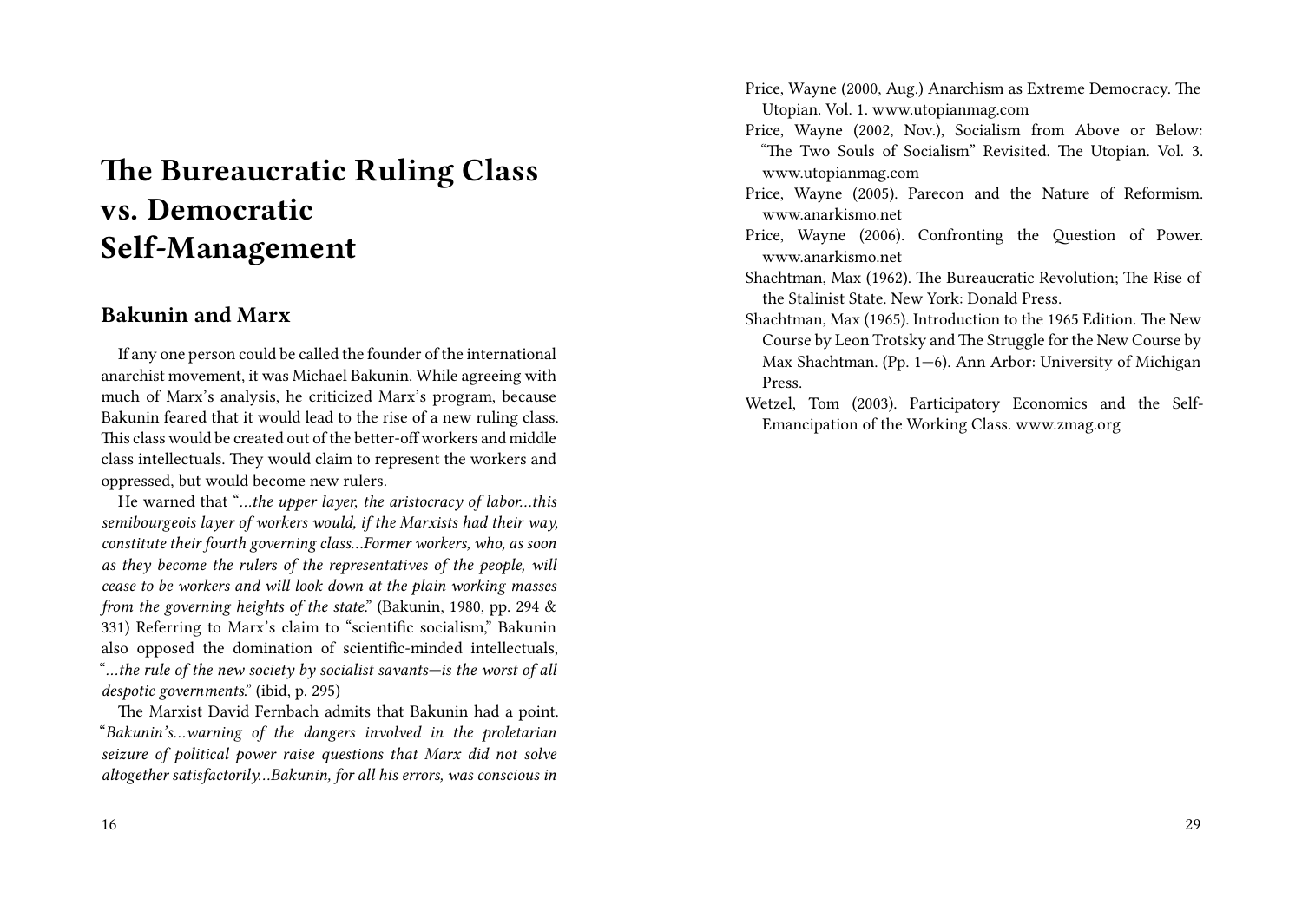# The Bureaucratic Ruling Class vs. Democratic Self-Management

## Bakunin and Marx

If any one person could be called the founder of the international anarchist movement, it was Michael Bakunin. While agreeing with much of Marx's analysis, he criticized Marx's program, because Bakunin feared that it would lead to the rise of a new ruling class. This class would be created out of the better-off workers and middle class intellectuals. They would claim to represent the workers and oppressed, but would become new rulers.

He warned that "*…the upper layer, the aristocracy of labor…this semibourgeois layer of workers would, if the Marxists had their way, constitute their fourth governing class…Former workers, who, as soon as they become the rulers of the representatives of the people, will cease to be workers and will look down at the plain working masses from the governing heights of the state.*" (Bakunin, 1980, pp. 294 & 331) Referring to Marx's claim to "scientific socialism," Bakunin also opposed the domination of scientific-minded intellectuals, "*…the rule of the new society by socialist savants—is the worst of all despotic governments.*" (ibid, p. 295)

The Marxist David Fernbach admits that Bakunin had a point. "*Bakunin's…warning of the dangers involved in the proletarian seizure of political power raise questions that Marx did not solve altogether satisfactorily…Bakunin, for all his errors, was conscious in*

Price, Wayne (2000, Aug.) Anarchism as Extreme Democracy. The Utopian. Vol. 1. www.utopianmag.com

Price, Wayne (2002, Nov.), Socialism from Above or Below: "The Two Souls of Socialism" Revisited. The Utopian. Vol. 3. www.utopianmag.com

Price, Wayne (2005). Parecon and the Nature of Reformism. www.anarkismo.net

Price, Wayne (2006). Confronting the Question of Power. www.anarkismo.net

Shachtman, Max (1962). The Bureaucratic Revolution; The Rise of the Stalinist State. New York: Donald Press.

Shachtman, Max (1965). Introduction to the 1965 Edition. The New Course by Leon Trotsky and The Struggle for the New Course by Max Shachtman. (Pp. 1—6). Ann Arbor: University of Michigan Press.

Wetzel, Tom (2003). Participatory Economics and the Self-Emancipation of the Working Class. www.zmag.org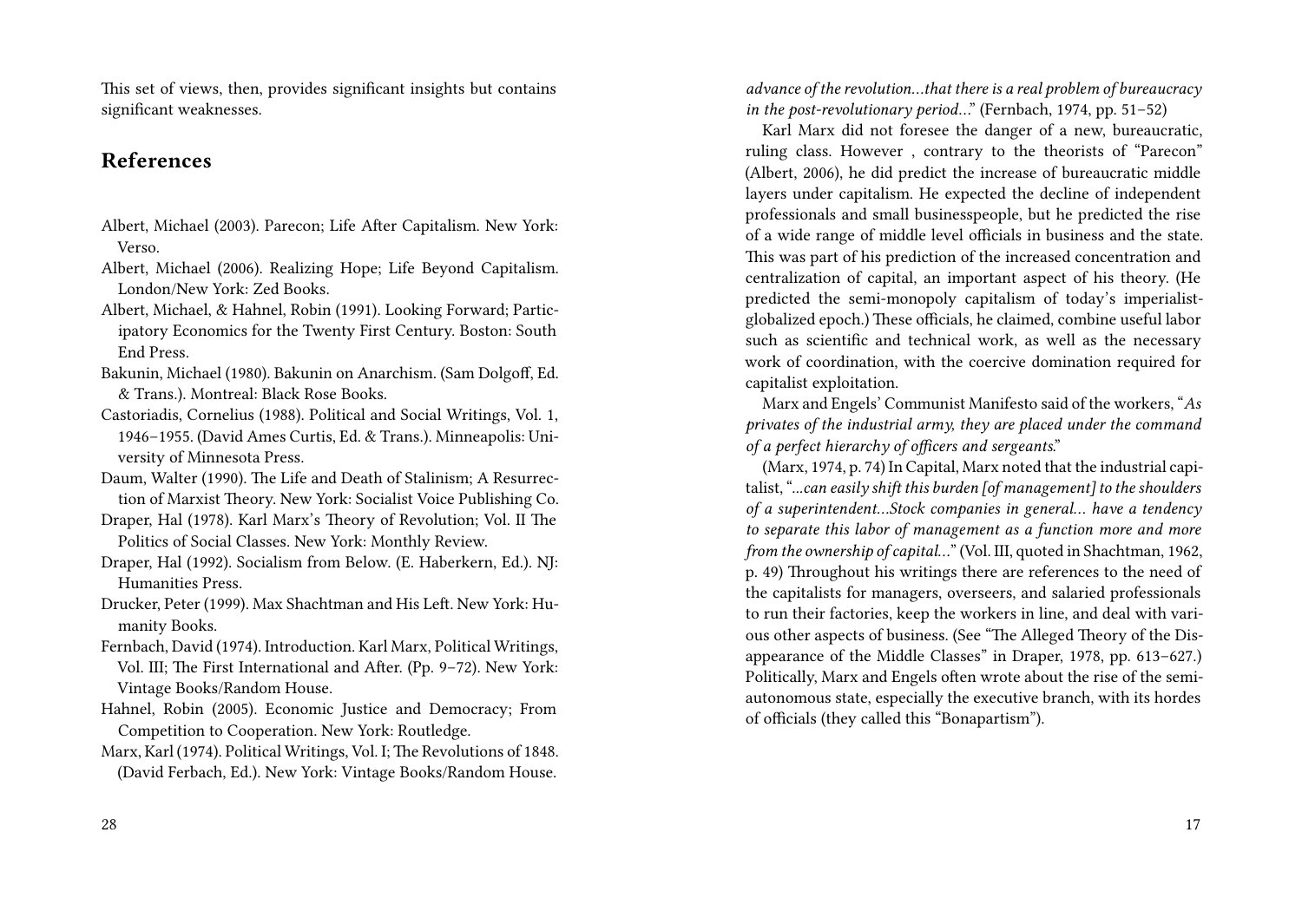This set of views, then, provides significant insights but contains significant weaknesses.

## References

Albert, Michael (2003). Parecon; Life After Capitalism. New York: Verso.

Albert, Michael (2006). Realizing Hope; Life Beyond Capitalism. London/New York: Zed Books.

Albert, Michael, & Hahnel, Robin (1991). Looking Forward; Participatory Economics for the Twenty First Century. Boston: South End Press.

Bakunin, Michael (1980). Bakunin on Anarchism. (Sam Dolgoff, Ed. & Trans.). Montreal: Black Rose Books.

Castoriadis, Cornelius (1988). Political and Social Writings, Vol. 1, 1946–1955. (David Ames Curtis, Ed. & Trans.). Minneapolis: University of Minnesota Press.

Daum, Walter (1990). The Life and Death of Stalinism; A Resurrection of Marxist Theory. New York: Socialist Voice Publishing Co.

Draper, Hal (1978). Karl Marx's Theory of Revolution; Vol. II The Politics of Social Classes. New York: Monthly Review.

Draper, Hal (1992). Socialism from Below. (E. Haberkern, Ed.). NJ: Humanities Press.

Drucker, Peter (1999). Max Shachtman and His Left. New York: Humanity Books.

Fernbach, David (1974). Introduction. Karl Marx, Political Writings, Vol. III; The First International and After. (Pp. 9–72). New York: Vintage Books/Random House.

Hahnel, Robin (2005). Economic Justice and Democracy; From Competition to Cooperation. New York: Routledge.

Marx, Karl (1974). Political Writings, Vol. I; The Revolutions of 1848. (David Ferbach, Ed.). New York: Vintage Books/Random House.

*advance of the revolution…that there is a real problem of bureaucracy in the post-revolutionary period…*" (Fernbach, 1974, pp. 51–52)

Karl Marx did not foresee the danger of a new, bureaucratic, ruling class. However , contrary to the theorists of "Parecon" (Albert, 2006), he did predict the increase of bureaucratic middle layers under capitalism. He expected the decline of independent professionals and small businesspeople, but he predicted the rise of a wide range of middle level officials in business and the state. This was part of his prediction of the increased concentration and centralization of capital, an important aspect of his theory. (He predicted the semi-monopoly capitalism of today's imperialist-globalized epoch.) These officials, he claimed, combine useful labor such as scientific and technical work, as well as the necessary work of coordination, with the coercive domination required for capitalist exploitation.

Marx and Engels' Communist Manifesto said of the workers, "*As privates of the industrial army, they are placed under the command of a perfect hierarchy of officers and sergeants.*"

(Marx, 1974, p. 74) In Capital, Marx noted that the industrial capitalist, "*…can easily shift this burden [of management] to the shoulders of a superintendent…Stock companies in general… have a tendency to separate this labor of management as a function more and more from the ownership of capital…*" (Vol. III, quoted in Shachtman, 1962, p. 49) Throughout his writings there are references to the need of the capitalists for managers, overseers, and salaried professionals to run their factories, keep the workers in line, and deal with various other aspects of business. (See "The Alleged Theory of the Disappearance of the Middle Classes" in Draper, 1978, pp. 613–627.) Politically, Marx and Engels often wrote about the rise of the semi-autonomous state, especially the executive branch, with its hordes of officials (they called this "Bonapartism").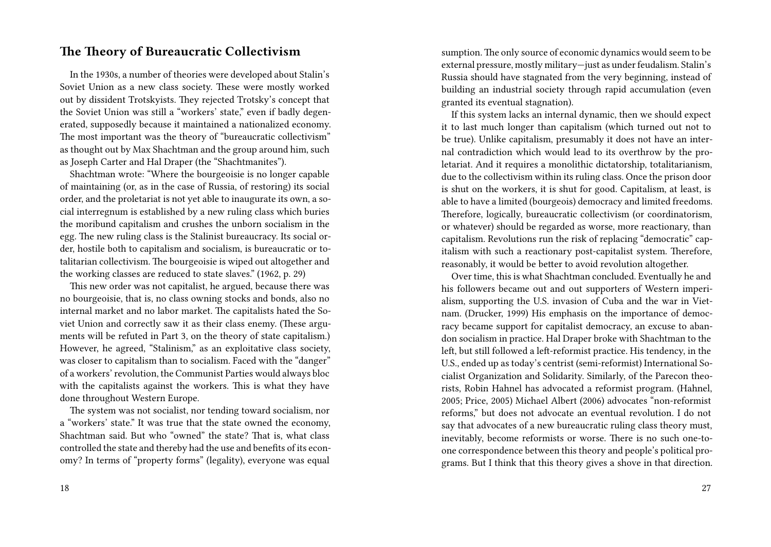## The Theory of Bureaucratic Collectivism

In the 1930s, a number of theories were developed about Stalin's Soviet Union as a new class society. These were mostly worked out by dissident Trotskyists. They rejected Trotsky's concept that the Soviet Union was still a "workers' state," even if badly degenerated, supposedly because it maintained a nationalized economy. The most important was the theory of "bureaucratic collectivism" as thought out by Max Shachtman and the group around him, such as Joseph Carter and Hal Draper (the "Shachtmanites").

Shachtman wrote: "Where the bourgeoisie is no longer capable of maintaining (or, as in the case of Russia, of restoring) its social order, and the proletariat is not yet able to inaugurate its own, a social interregnum is established by a new ruling class which buries the moribund capitalism and crushes the unborn socialism in the egg. The new ruling class is the Stalinist bureaucracy. Its social order, hostile both to capitalism and socialism, is bureaucratic or totalitarian collectivism. The bourgeoisie is wiped out altogether and the working classes are reduced to state slaves." (1962, p. 29)

This new order was not capitalist, he argued, because there was no bourgeoisie, that is, no class owning stocks and bonds, also no internal market and no labor market. The capitalists hated the Soviet Union and correctly saw it as their class enemy. (These arguments will be refuted in Part 3, on the theory of state capitalism.) However, he agreed, "Stalinism," as an exploitative class society, was closer to capitalism than to socialism. Faced with the "danger" of a workers' revolution, the Communist Parties would always bloc with the capitalists against the workers. This is what they have done throughout Western Europe.

The system was not socialist, nor tending toward socialism, nor a "workers' state." It was true that the state owned the economy, Shachtman said. But who "owned" the state? That is, what class controlled the state and thereby had the use and benefits of its economy? In terms of "property forms" (legality), everyone was equal

sumption. The only source of economic dynamics would seem to be external pressure, mostly military—just as under feudalism. Stalin's Russia should have stagnated from the very beginning, instead of building an industrial society through rapid accumulation (even granted its eventual stagnation).

If this system lacks an internal dynamic, then we should expect it to last much longer than capitalism (which turned out not to be true). Unlike capitalism, presumably it does not have an internal contradiction which would lead to its overthrow by the proletariat. And it requires a monolithic dictatorship, totalitarianism, due to the collectivism within its ruling class. Once the prison door is shut on the workers, it is shut for good. Capitalism, at least, is able to have a limited (bourgeois) democracy and limited freedoms. Therefore, logically, bureaucratic collectivism (or coordinatorism, or whatever) should be regarded as worse, more reactionary, than capitalism. Revolutions run the risk of replacing "democratic" capitalism with such a reactionary post-capitalist system. Therefore, reasonably, it would be better to avoid revolution altogether.

Over time, this is what Shachtman concluded. Eventually he and his followers became out and out supporters of Western imperialism, supporting the U.S. invasion of Cuba and the war in Vietnam. (Drucker, 1999) His emphasis on the importance of democracy became support for capitalist democracy, an excuse to abandon socialism in practice. Hal Draper broke with Shachtman to the left, but still followed a left-reformist practice. His tendency, in the U.S., ended up as today's centrist (semi-reformist) International Socialist Organization and Solidarity. Similarly, of the Parecon theorists, Robin Hahnel has advocated a reformist program. (Hahnel, 2005; Price, 2005) Michael Albert (2006) advocates "non-reformist reforms," but does not advocate an eventual revolution. I do not say that advocates of a new bureaucratic ruling class theory must, inevitably, become reformists or worse. There is no such one-to-one correspondence between this theory and people's political programs. But I think that this theory gives a shove in that direction.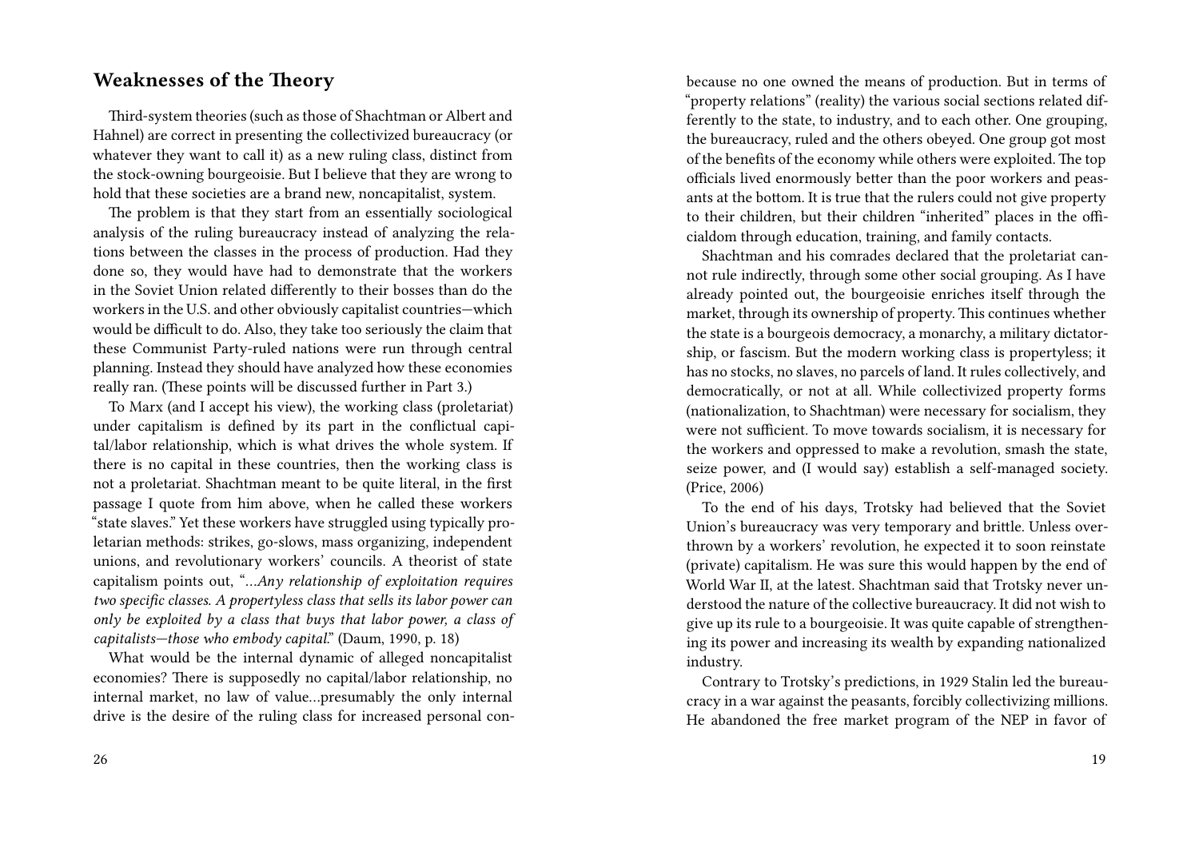## Weaknesses of the Theory

Third-system theories (such as those of Shachtman or Albert and Hahnel) are correct in presenting the collectivized bureaucracy (or whatever they want to call it) as a new ruling class, distinct from the stock-owning bourgeoisie. But I believe that they are wrong to hold that these societies are a brand new, noncapitalist, system.

The problem is that they start from an essentially sociological analysis of the ruling bureaucracy instead of analyzing the relations between the classes in the process of production. Had they done so, they would have had to demonstrate that the workers in the Soviet Union related differently to their bosses than do the workers in the U.S. and other obviously capitalist countries—which would be difficult to do. Also, they take too seriously the claim that these Communist Party-ruled nations were run through central planning. Instead they should have analyzed how these economies really ran. (These points will be discussed further in Part 3.)

To Marx (and I accept his view), the working class (proletariat) under capitalism is defined by its part in the conflictual capital/labor relationship, which is what drives the whole system. If there is no capital in these countries, then the working class is not a proletariat. Shachtman meant to be quite literal, in the first passage I quote from him above, when he called these workers "state slaves." Yet these workers have struggled using typically proletarian methods: strikes, go-slows, mass organizing, independent unions, and revolutionary workers' councils. A theorist of state capitalism points out, "*…Any relationship of exploitation requires two specific classes. A propertyless class that sells its labor power can only be exploited by a class that buys that labor power, a class of capitalists—those who embody capital.*" (Daum, 1990, p. 18)

What would be the internal dynamic of alleged noncapitalist economies? There is supposedly no capital/labor relationship, no internal market, no law of value…presumably the only internal drive is the desire of the ruling class for increased personal con-

because no one owned the means of production. But in terms of "property relations" (reality) the various social sections related differently to the state, to industry, and to each other. One grouping, the bureaucracy, ruled and the others obeyed. One group got most of the benefits of the economy while others were exploited. The top officials lived enormously better than the poor workers and peasants at the bottom. It is true that the rulers could not give property to their children, but their children "inherited" places in the officialdom through education, training, and family contacts.

Shachtman and his comrades declared that the proletariat cannot rule indirectly, through some other social grouping. As I have already pointed out, the bourgeoisie enriches itself through the market, through its ownership of property. This continues whether the state is a bourgeois democracy, a monarchy, a military dictatorship, or fascism. But the modern working class is propertyless; it has no stocks, no slaves, no parcels of land. It rules collectively, and democratically, or not at all. While collectivized property forms (nationalization, to Shachtman) were necessary for socialism, they were not sufficient. To move towards socialism, it is necessary for the workers and oppressed to make a revolution, smash the state, seize power, and (I would say) establish a self-managed society. (Price, 2006)

To the end of his days, Trotsky had believed that the Soviet Union's bureaucracy was very temporary and brittle. Unless overthrown by a workers' revolution, he expected it to soon reinstate (private) capitalism. He was sure this would happen by the end of World War II, at the latest. Shachtman said that Trotsky never understood the nature of the collective bureaucracy. It did not wish to give up its rule to a bourgeoisie. It was quite capable of strengthening its power and increasing its wealth by expanding nationalized industry.

Contrary to Trotsky's predictions, in 1929 Stalin led the bureaucracy in a war against the peasants, forcibly collectivizing millions. He abandoned the free market program of the NEP in favor of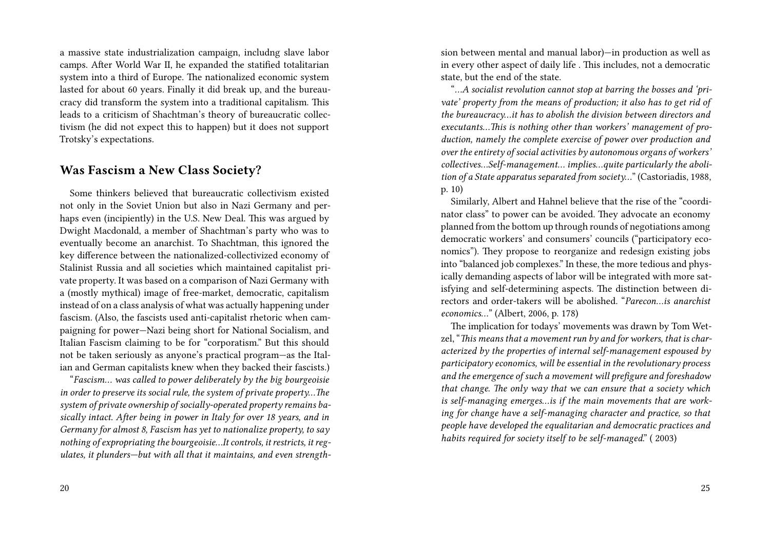a massive state industrialization campaign, includng slave labor camps. After World War II, he expanded the statified totalitarian system into a third of Europe. The nationalized economic system lasted for about 60 years. Finally it did break up, and the bureaucracy did transform the system into a traditional capitalism. This leads to a criticism of Shachtman's theory of bureaucratic collectivism (he did not expect this to happen) but it does not support Trotsky's expectations.

## Was Fascism a New Class Society?

Some thinkers believed that bureaucratic collectivism existed not only in the Soviet Union but also in Nazi Germany and perhaps even (incipiently) in the U.S. New Deal. This was argued by Dwight Macdonald, a member of Shachtman's party who was to eventually become an anarchist. To Shachtman, this ignored the key difference between the nationalized-collectivized economy of Stalinist Russia and all societies which maintained capitalist private property. It was based on a comparison of Nazi Germany with a (mostly mythical) image of free-market, democratic, capitalism instead of on a class analysis of what was actually happening under fascism. (Also, the fascists used anti-capitalist rhetoric when campaigning for power—Nazi being short for National Socialism, and Italian Fascism claiming to be for "corporatism." But this should not be taken seriously as anyone's practical program—as the Italian and German capitalists knew when they backed their fascists.)

"*Fascism… was called to power deliberately by the big bourgeoisie in order to preserve its social rule, the system of private property…The system of private ownership of socially-operated property remains basically intact. After being in power in Italy for over 18 years, and in Germany for almost 8, Fascism has yet to nationalize property, to say nothing of expropriating the bourgeoisie…It controls, it restricts, it regulates, it plunders—but with all that it maintains, and even strength-*

sion between mental and manual labor)—in production as well as in every other aspect of daily life . This includes, not a democratic state, but the end of the state.

"*…A socialist revolution cannot stop at barring the bosses and 'private' property from the means of production; it also has to get rid of the bureaucracy…it has to abolish the division between directors and executants…This is nothing other than workers' management of production, namely the complete exercise of power over production and over the entirety of social activities by autonomous organs of workers' collectives…Self-management… implies…quite particularly the abolition of a State apparatus separated from society…*" (Castoriadis, 1988, p. 10)

Similarly, Albert and Hahnel believe that the rise of the "coordinator class" to power can be avoided. They advocate an economy planned from the bottom up through rounds of negotiations among democratic workers' and consumers' councils ("participatory economics"). They propose to reorganize and redesign existing jobs into "balanced job complexes." In these, the more tedious and physically demanding aspects of labor will be integrated with more satisfying and self-determining aspects. The distinction between directors and order-takers will be abolished. "*Parecon…is anarchist economics…*" (Albert, 2006, p. 178)

The implication for todays' movements was drawn by Tom Wetzel, "*This means that a movement run by and for workers, that is characterized by the properties of internal self-management espoused by participatory economics, will be essential in the revolutionary process and the emergence of such a movement will prefigure and foreshadow that change. The only way that we can ensure that a society which is self-managing emerges…is if the main movements that are working for change have a self-managing character and practice, so that people have developed the equalitarian and democratic practices and habits required for society itself to be self-managed.*" ( 2003)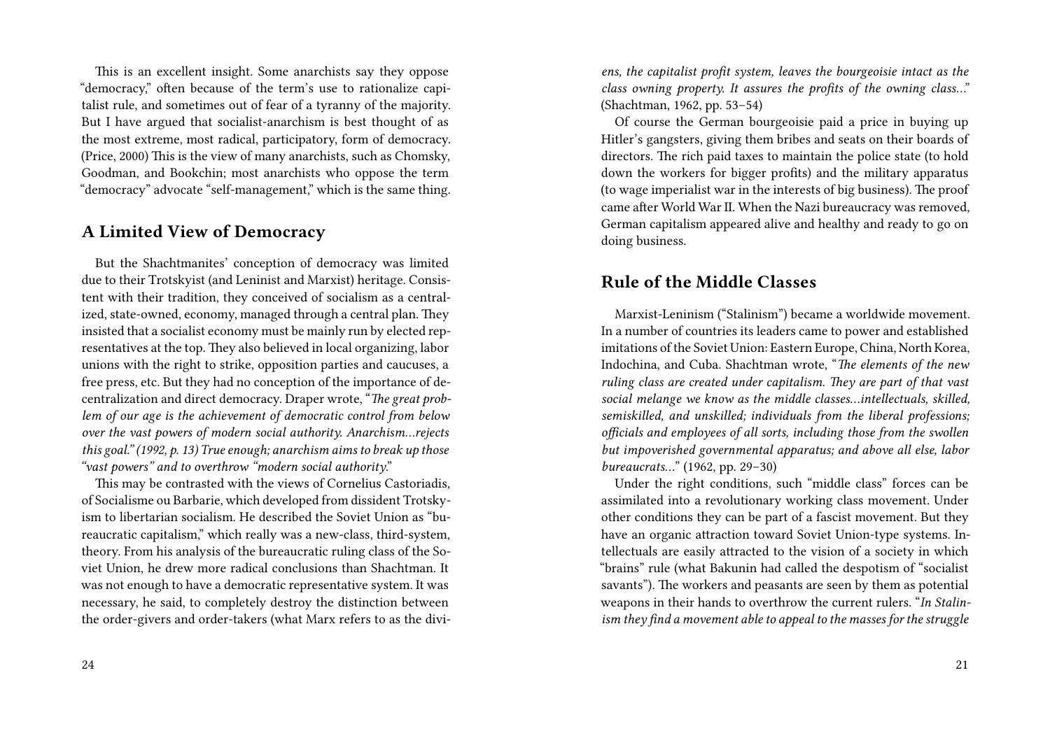This is an excellent insight. Some anarchists say they oppose "democracy," often because of the term's use to rationalize capitalist rule, and sometimes out of fear of a tyranny of the majority. But I have argued that socialist-anarchism is best thought of as the most extreme, most radical, participatory, form of democracy. (Price, 2000) This is the view of many anarchists, such as Chomsky, Goodman, and Bookchin; most anarchists who oppose the term "democracy" advocate "self-management," which is the same thing.

## A Limited View of Democracy

But the Shachtmanites' conception of democracy was limited due to their Trotskyist (and Leninist and Marxist) heritage. Consistent with their tradition, they conceived of socialism as a centralized, state-owned, economy, managed through a central plan. They insisted that a socialist economy must be mainly run by elected representatives at the top. They also believed in local organizing, labor unions with the right to strike, opposition parties and caucuses, a free press, etc. But they had no conception of the importance of decentralization and direct democracy. Draper wrote, "*The great problem of our age is the achievement of democratic control from below over the vast powers of modern social authority. Anarchism…rejects this goal." (1992, p. 13) True enough; anarchism aims to break up those "vast powers" and to overthrow "modern social authority*."

This may be contrasted with the views of Cornelius Castoriadis, of Socialisme ou Barbarie, which developed from dissident Trotskyism to libertarian socialism. He described the Soviet Union as "bureaucratic capitalism," which really was a new-class, third-system, theory. From his analysis of the bureaucratic ruling class of the Soviet Union, he drew more radical conclusions than Shachtman. It was not enough to have a democratic representative system. It was necessary, he said, to completely destroy the distinction between the order-givers and order-takers (what Marx refers to as the divi-

*ens, the capitalist profit system, leaves the bourgeoisie intact as the class owning property. It assures the profits of the owning class…*" (Shachtman, 1962, pp. 53–54)

Of course the German bourgeoisie paid a price in buying up Hitler's gangsters, giving them bribes and seats on their boards of directors. The rich paid taxes to maintain the police state (to hold down the workers for bigger profits) and the military apparatus (to wage imperialist war in the interests of big business). The proof came after World War II. When the Nazi bureaucracy was removed, German capitalism appeared alive and healthy and ready to go on doing business.

## Rule of the Middle Classes

Marxist-Leninism ("Stalinism") became a worldwide movement. In a number of countries its leaders came to power and established imitations of the Soviet Union: Eastern Europe, China, North Korea, Indochina, and Cuba. Shachtman wrote, "*The elements of the new ruling class are created under capitalism. They are part of that vast social melange we know as the middle classes…intellectuals, skilled, semiskilled, and unskilled; individuals from the liberal professions; officials and employees of all sorts, including those from the swollen but impoverished governmental apparatus; and above all else, labor bureaucrats…*" (1962, pp. 29–30)

Under the right conditions, such "middle class" forces can be assimilated into a revolutionary working class movement. Under other conditions they can be part of a fascist movement. But they have an organic attraction toward Soviet Union-type systems. Intellectuals are easily attracted to the vision of a society in which "brains" rule (what Bakunin had called the despotism of "socialist savants"). The workers and peasants are seen by them as potential weapons in their hands to overthrow the current rulers. "*In Stalinism they find a movement able to appeal to the masses for the struggle*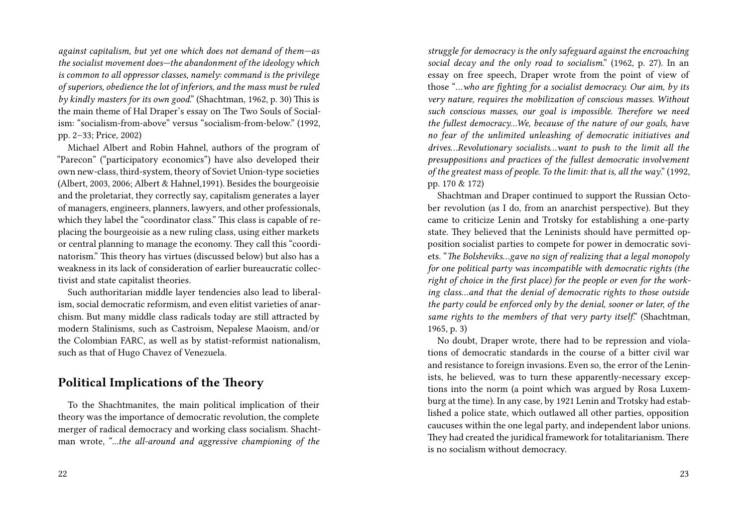*against capitalism, but yet one which does not demand of them—as the socialist movement does—the abandonment of the ideology which is common to all oppressor classes, namely: command is the privilege of superiors, obedience the lot of inferiors, and the mass must be ruled by kindly masters for its own good.*" (Shachtman, 1962, p. 30) This is the main theme of Hal Draper's essay on The Two Souls of Socialism: "socialism-from-above" versus "socialism-from-below." (1992, pp. 2–33; Price, 2002)

Michael Albert and Robin Hahnel, authors of the program of "Parecon" ("participatory economics") have also developed their own new-class, third-system, theory of Soviet Union-type societies (Albert, 2003, 2006; Albert & Hahnel,1991). Besides the bourgeoisie and the proletariat, they correctly say, capitalism generates a layer of managers, engineers, planners, lawyers, and other professionals, which they label the "coordinator class." This class is capable of replacing the bourgeoisie as a new ruling class, using either markets or central planning to manage the economy. They call this "coordinatorism." This theory has virtues (discussed below) but also has a weakness in its lack of consideration of earlier bureaucratic collectivist and state capitalist theories.

Such authoritarian middle layer tendencies also lead to liberalism, social democratic reformism, and even elitist varieties of anarchism. But many middle class radicals today are still attracted by modern Stalinisms, such as Castroism, Nepalese Maoism, and/or the Colombian FARC, as well as by statist-reformist nationalism, such as that of Hugo Chavez of Venezuela.

## Political Implications of the Theory

To the Shachtmanites, the main political implication of their theory was the importance of democratic revolution, the complete merger of radical democracy and working class socialism. Shachtman wrote, "*…the all-around and aggressive championing of the struggle for democracy is the only safeguard against the encroaching social decay and the only road to socialism.*" (1962, p. 27). In an essay on free speech, Draper wrote from the point of view of those "*…who are fighting for a socialist democracy. Our aim, by its very nature, requires the mobilization of conscious masses. Without such conscious masses, our goal is impossible. Therefore we need the fullest democracy…We, because of the nature of our goals, have no fear of the unlimited unleashing of democratic initiatives and drives…Revolutionary socialists…want to push to the limit all the presuppositions and practices of the fullest democratic involvement of the greatest mass of people. To the limit: that is, all the way.*" (1992, pp. 170 & 172)

Shachtman and Draper continued to support the Russian October revolution (as I do, from an anarchist perspective). But they came to criticize Lenin and Trotsky for establishing a one-party state. They believed that the Leninists should have permitted opposition socialist parties to compete for power in democratic soviets. "*The Bolsheviks…gave no sign of realizing that a legal monopoly for one political party was incompatible with democratic rights (the right of choice in the first place) for the people or even for the working class…and that the denial of democratic rights to those outside the party could be enforced only by the denial, sooner or later, of the same rights to the members of that very party itself.*" (Shachtman, 1965, p. 3)

No doubt, Draper wrote, there had to be repression and violations of democratic standards in the course of a bitter civil war and resistance to foreign invasions. Even so, the error of the Leninists, he believed, was to turn these apparently-necessary exceptions into the norm (a point which was argued by Rosa Luxemburg at the time). In any case, by 1921 Lenin and Trotsky had established a police state, which outlawed all other parties, opposition caucuses within the one legal party, and independent labor unions. They had created the juridical framework for totalitarianism. There is no socialism without democracy.